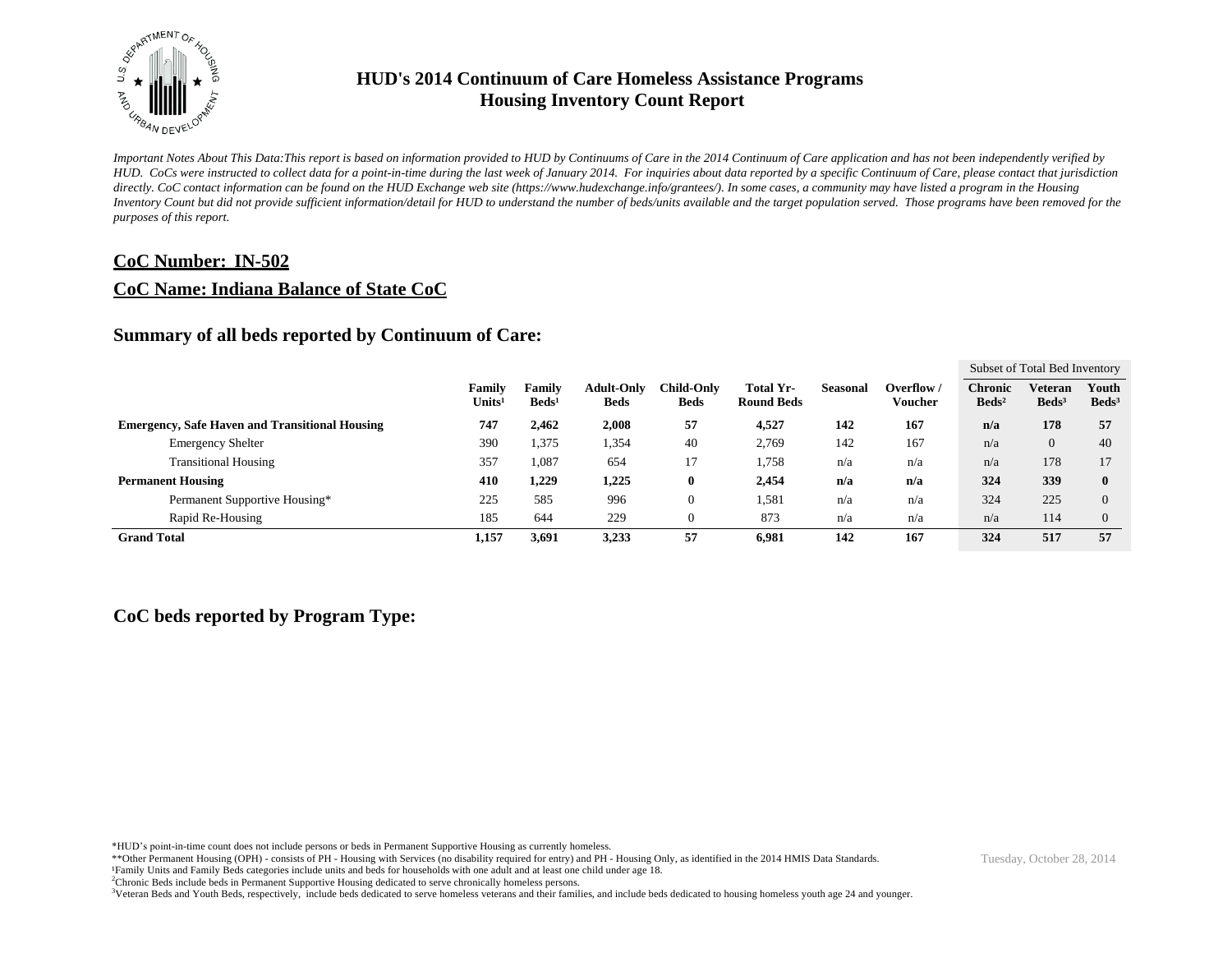# HUD's 2014 Continuum of Care Homeless Assistance Programs
# Housing Inventory Count Report

*Important Notes About This Data:This report is based on information provided to HUD by Continuums of Care in the 2014 Continuum of Care application and has not been independently verified by HUD. CoCs were instructed to collect data for a point-in-time during the last week of January 2014. For inquiries about data reported by a specific Continuum of Care, please contact that jurisdiction directly. CoC contact information can be found on the HUD Exchange web site (https://www.hudexchange.info/grantees/). In some cases, a community may have listed a program in the Housing Inventory Count but did not provide sufficient information/detail for HUD to understand the number of beds/units available and the target population served. Those programs have been removed for the purposes of this report.*

## CoC Number: IN-502

## CoC Name: Indiana Balance of State CoC

### Summary of all beds reported by Continuum of Care:

| | Family Units[1] | Family Beds[1] | Adult-Only Beds | Child-Only Beds | Total Yr-Round Beds | Seasonal | Overflow / Voucher | Subset of Total Bed Inventory: Chronic Beds[2] | Veteran Beds[3] | Youth Beds[3] |
|---|---|---|---|---|---|---|---|---|---|---|
| **Emergency, Safe Haven and Transitional Housing** | **747** | **2,462** | **2,008** | **57** | **4,527** | **142** | **167** | **n/a** | **178** | **57** |
| Emergency Shelter | 390 | 1,375 | 1,354 | 40 | 2,769 | 142 | 167 | n/a | 0 | 40 |
| Transitional Housing | 357 | 1,087 | 654 | 17 | 1,758 | n/a | n/a | n/a | 178 | 17 |
| **Permanent Housing** | **410** | **1,229** | **1,225** | **0** | **2,454** | **n/a** | **n/a** | **324** | **339** | **0** |
| Permanent Supportive Housing* | 225 | 585 | 996 | 0 | 1,581 | n/a | n/a | 324 | 225 | 0 |
| Rapid Re-Housing | 185 | 644 | 229 | 0 | 873 | n/a | n/a | n/a | 114 | 0 |
| **Grand Total** | **1,157** | **3,691** | **3,233** | **57** | **6,981** | **142** | **167** | **324** | **517** | **57** |

### CoC beds reported by Program Type:

*HUD's point-in-time count does not include persons or beds in Permanent Supportive Housing as currently homeless.

**Other Permanent Housing (OPH) - consists of PH - Housing with Services (no disability required for entry) and PH - Housing Only, as identified in the 2014 HMIS Data Standards.

[1]Family Units and Family Beds categories include units and beds for households with one adult and at least one child under age 18.

[2]Chronic Beds include beds in Permanent Supportive Housing dedicated to serve chronically homeless persons.

[3]Veteran Beds and Youth Beds, respectively, include beds dedicated to serve homeless veterans and their families, and include beds dedicated to housing homeless youth age 24 and younger.

Tuesday, October 28, 2014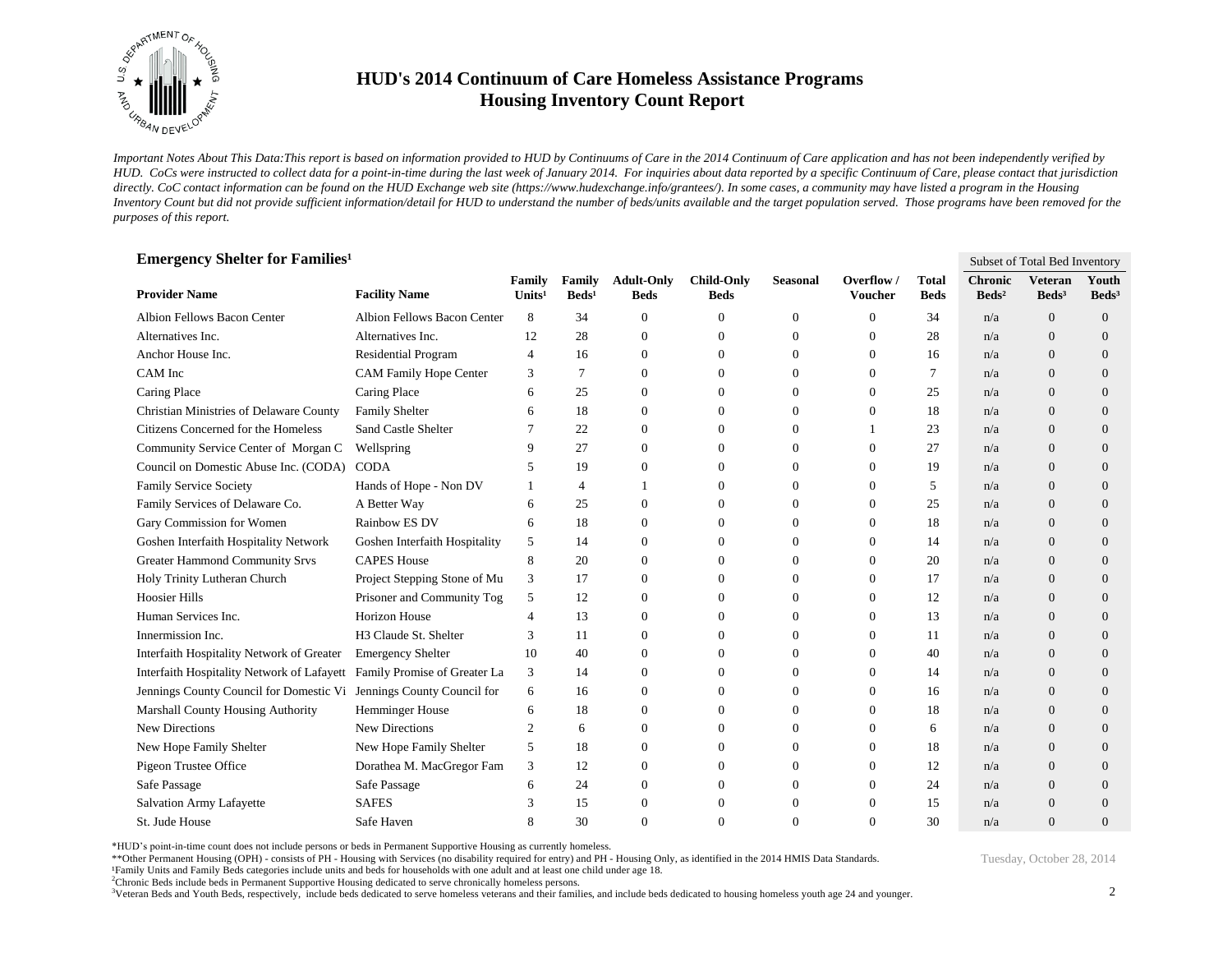# HUD's 2014 Continuum of Care Homeless Assistance Programs
## Housing Inventory Count Report

*Important Notes About This Data:This report is based on information provided to HUD by Continuums of Care in the 2014 Continuum of Care application and has not been independently verified by HUD. CoCs were instructed to collect data for a point-in-time during the last week of January 2014. For inquiries about data reported by a specific Continuum of Care, please contact that jurisdiction directly. CoC contact information can be found on the HUD Exchange web site (https://www.hudexchange.info/grantees/). In some cases, a community may have listed a program in the Housing Inventory Count but did not provide sufficient information/detail for HUD to understand the number of beds/units available and the target population served. Those programs have been removed for the purposes of this report.*

### Emergency Shelter for Families[1]

| Provider Name | Facility Name | Family Units[1] | Family Beds[1] | Adult-Only Beds | Child-Only Beds | Seasonal | Overflow / Voucher | Total Beds | Subset of Total Bed Inventory: Chronic Beds[2] | Veteran Beds[3] | Youth Beds[3] |
|---|---|---|---|---|---|---|---|---|---|---|---|
| Albion Fellows Bacon Center | Albion Fellows Bacon Center | 8 | 34 | 0 | 0 | 0 | 0 | 34 | n/a | 0 | 0 |
| Alternatives Inc. | Alternatives Inc. | 12 | 28 | 0 | 0 | 0 | 0 | 28 | n/a | 0 | 0 |
| Anchor House Inc. | Residential Program | 4 | 16 | 0 | 0 | 0 | 0 | 16 | n/a | 0 | 0 |
| CAM Inc | CAM Family Hope Center | 3 | 7 | 0 | 0 | 0 | 0 | 7 | n/a | 0 | 0 |
| Caring Place | Caring Place | 6 | 25 | 0 | 0 | 0 | 0 | 25 | n/a | 0 | 0 |
| Christian Ministries of Delaware County | Family Shelter | 6 | 18 | 0 | 0 | 0 | 0 | 18 | n/a | 0 | 0 |
| Citizens Concerned for the Homeless | Sand Castle Shelter | 7 | 22 | 0 | 0 | 0 | 1 | 23 | n/a | 0 | 0 |
| Community Service Center of Morgan C | Wellspring | 9 | 27 | 0 | 0 | 0 | 0 | 27 | n/a | 0 | 0 |
| Council on Domestic Abuse Inc. (CODA) | CODA | 5 | 19 | 0 | 0 | 0 | 0 | 19 | n/a | 0 | 0 |
| Family Service Society | Hands of Hope - Non DV | 1 | 4 | 1 | 0 | 0 | 0 | 5 | n/a | 0 | 0 |
| Family Services of Delaware Co. | A Better Way | 6 | 25 | 0 | 0 | 0 | 0 | 25 | n/a | 0 | 0 |
| Gary Commission for Women | Rainbow ES DV | 6 | 18 | 0 | 0 | 0 | 0 | 18 | n/a | 0 | 0 |
| Goshen Interfaith Hospitality Network | Goshen Interfaith Hospitality | 5 | 14 | 0 | 0 | 0 | 0 | 14 | n/a | 0 | 0 |
| Greater Hammond Community Srvs | CAPES House | 8 | 20 | 0 | 0 | 0 | 0 | 20 | n/a | 0 | 0 |
| Holy Trinity Lutheran Church | Project Stepping Stone of Mu | 3 | 17 | 0 | 0 | 0 | 0 | 17 | n/a | 0 | 0 |
| Hoosier Hills | Prisoner and Community Tog | 5 | 12 | 0 | 0 | 0 | 0 | 12 | n/a | 0 | 0 |
| Human Services Inc. | Horizon House | 4 | 13 | 0 | 0 | 0 | 0 | 13 | n/a | 0 | 0 |
| Innermission Inc. | H3 Claude St. Shelter | 3 | 11 | 0 | 0 | 0 | 0 | 11 | n/a | 0 | 0 |
| Interfaith Hospitality Network of Greater | Emergency Shelter | 10 | 40 | 0 | 0 | 0 | 0 | 40 | n/a | 0 | 0 |
| Interfaith Hospitality Network of Lafayett | Family Promise of Greater La | 3 | 14 | 0 | 0 | 0 | 0 | 14 | n/a | 0 | 0 |
| Jennings County Council for Domestic Vi | Jennings County Council for | 6 | 16 | 0 | 0 | 0 | 0 | 16 | n/a | 0 | 0 |
| Marshall County Housing Authority | Hemminger House | 6 | 18 | 0 | 0 | 0 | 0 | 18 | n/a | 0 | 0 |
| New Directions | New Directions | 2 | 6 | 0 | 0 | 0 | 0 | 6 | n/a | 0 | 0 |
| New Hope Family Shelter | New Hope Family Shelter | 5 | 18 | 0 | 0 | 0 | 0 | 18 | n/a | 0 | 0 |
| Pigeon Trustee Office | Dorathea M. MacGregor Fam | 3 | 12 | 0 | 0 | 0 | 0 | 12 | n/a | 0 | 0 |
| Safe Passage | Safe Passage | 6 | 24 | 0 | 0 | 0 | 0 | 24 | n/a | 0 | 0 |
| Salvation Army Lafayette | SAFES | 3 | 15 | 0 | 0 | 0 | 0 | 15 | n/a | 0 | 0 |
| St. Jude House | Safe Haven | 8 | 30 | 0 | 0 | 0 | 0 | 30 | n/a | 0 | 0 |

*HUD's point-in-time count does not include persons or beds in Permanent Supportive Housing as currently homeless.

**Other Permanent Housing (OPH) - consists of PH - Housing with Services (no disability required for entry) and PH - Housing Only, as identified in the 2014 HMIS Data Standards.

[1]Family Units and Family Beds categories include units and beds for households with one adult and at least one child under age 18.

[2]Chronic Beds include beds in Permanent Supportive Housing dedicated to serve chronically homeless persons.

[3]Veteran Beds and Youth Beds, respectively, include beds dedicated to serve homeless veterans and their families, and include beds dedicated to housing homeless youth age 24 and younger.

Tuesday, October 28, 2014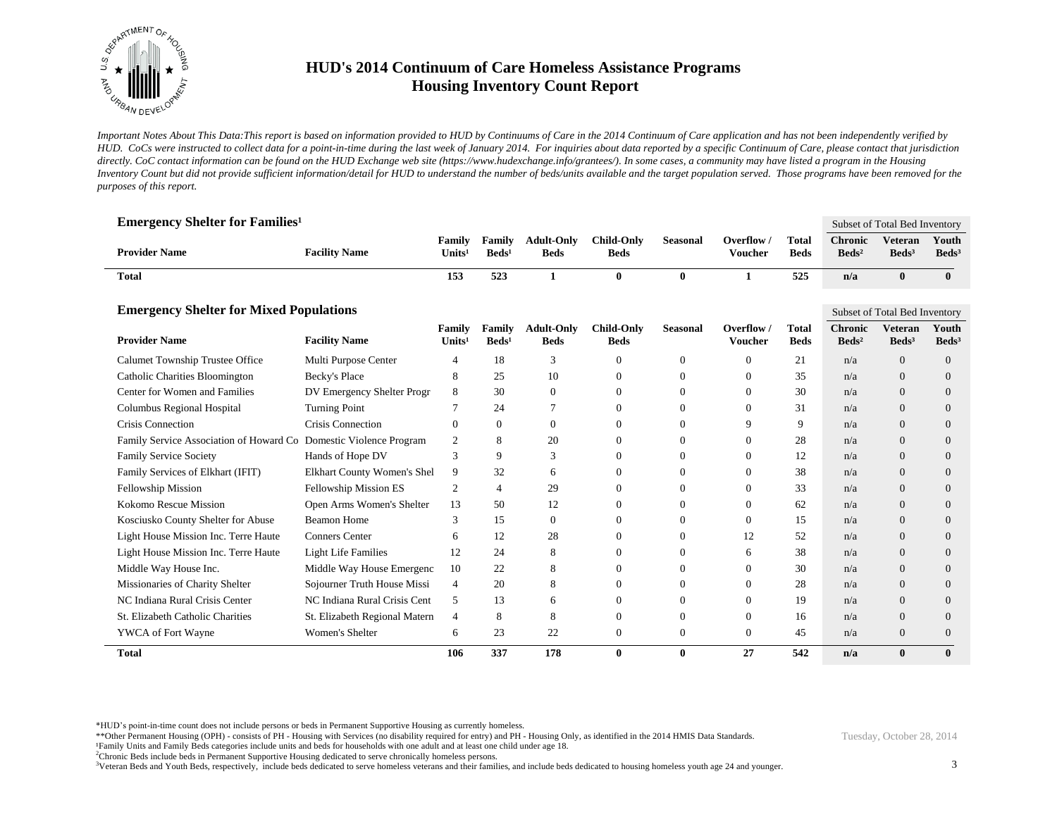# HUD's 2014 Continuum of Care Homeless Assistance Programs
## Housing Inventory Count Report

*Important Notes About This Data:This report is based on information provided to HUD by Continuums of Care in the 2014 Continuum of Care application and has not been independently verified by HUD. CoCs were instructed to collect data for a point-in-time during the last week of January 2014. For inquiries about data reported by a specific Continuum of Care, please contact that jurisdiction directly. CoC contact information can be found on the HUD Exchange web site (https://www.hudexchange.info/grantees/). In some cases, a community may have listed a program in the Housing Inventory Count but did not provide sufficient information/detail for HUD to understand the number of beds/units available and the target population served. Those programs have been removed for the purposes of this report.*

### Emergency Shelter for Families[1]

| Provider Name | Facility Name | Family Units[1] | Family Beds[1] | Adult-Only Beds | Child-Only Beds | Seasonal | Overflow / Voucher | Total Beds | Subset of Total Bed Inventory: Chronic Beds[2] | Veteran Beds[3] | Youth Beds[3] |
|---|---|---|---|---|---|---|---|---|---|---|---|
| **Total** | | **153** | **523** | **1** | **0** | **0** | **1** | **525** | **n/a** | **0** | **0** |

### Emergency Shelter for Mixed Populations

| Provider Name | Facility Name | Family Units[1] | Family Beds[1] | Adult-Only Beds | Child-Only Beds | Seasonal | Overflow / Voucher | Total Beds | Subset of Total Bed Inventory: Chronic Beds[2] | Veteran Beds[3] | Youth Beds[3] |
|---|---|---|---|---|---|---|---|---|---|---|---|
| Calumet Township Trustee Office | Multi Purpose Center | 4 | 18 | 3 | 0 | 0 | 0 | 21 | n/a | 0 | 0 |
| Catholic Charities Bloomington | Becky's Place | 8 | 25 | 10 | 0 | 0 | 0 | 35 | n/a | 0 | 0 |
| Center for Women and Families | DV Emergency Shelter Progr | 8 | 30 | 0 | 0 | 0 | 0 | 30 | n/a | 0 | 0 |
| Columbus Regional Hospital | Turning Point | 7 | 24 | 7 | 0 | 0 | 0 | 31 | n/a | 0 | 0 |
| Crisis Connection | Crisis Connection | 0 | 0 | 0 | 0 | 0 | 9 | 9 | n/a | 0 | 0 |
| Family Service Association of Howard Co | Domestic Violence Program | 2 | 8 | 20 | 0 | 0 | 0 | 28 | n/a | 0 | 0 |
| Family Service Society | Hands of Hope DV | 3 | 9 | 3 | 0 | 0 | 0 | 12 | n/a | 0 | 0 |
| Family Services of Elkhart (IFIT) | Elkhart County Women's Shel | 9 | 32 | 6 | 0 | 0 | 0 | 38 | n/a | 0 | 0 |
| Fellowship Mission | Fellowship Mission ES | 2 | 4 | 29 | 0 | 0 | 0 | 33 | n/a | 0 | 0 |
| Kokomo Rescue Mission | Open Arms Women's Shelter | 13 | 50 | 12 | 0 | 0 | 0 | 62 | n/a | 0 | 0 |
| Kosciusko County Shelter for Abuse | Beamon Home | 3 | 15 | 0 | 0 | 0 | 0 | 15 | n/a | 0 | 0 |
| Light House Mission Inc. Terre Haute | Conners Center | 6 | 12 | 28 | 0 | 0 | 12 | 52 | n/a | 0 | 0 |
| Light House Mission Inc. Terre Haute | Light Life Families | 12 | 24 | 8 | 0 | 0 | 6 | 38 | n/a | 0 | 0 |
| Middle Way House Inc. | Middle Way House Emergenc | 10 | 22 | 8 | 0 | 0 | 0 | 30 | n/a | 0 | 0 |
| Missionaries of Charity Shelter | Sojourner Truth House Missi | 4 | 20 | 8 | 0 | 0 | 0 | 28 | n/a | 0 | 0 |
| NC Indiana Rural Crisis Center | NC Indiana Rural Crisis Cent | 5 | 13 | 6 | 0 | 0 | 0 | 19 | n/a | 0 | 0 |
| St. Elizabeth Catholic Charities | St. Elizabeth Regional Matern | 4 | 8 | 8 | 0 | 0 | 0 | 16 | n/a | 0 | 0 |
| YWCA of Fort Wayne | Women's Shelter | 6 | 23 | 22 | 0 | 0 | 0 | 45 | n/a | 0 | 0 |
| **Total** | | **106** | **337** | **178** | **0** | **0** | **27** | **542** | **n/a** | **0** | **0** |

*HUD's point-in-time count does not include persons or beds in Permanent Supportive Housing as currently homeless.
**Other Permanent Housing (OPH) - consists of PH - Housing with Services (no disability required for entry) and PH - Housing Only, as identified in the 2014 HMIS Data Standards.
[1]Family Units and Family Beds categories include units and beds for households with one adult and at least one child under age 18.
[2]Chronic Beds include beds in Permanent Supportive Housing dedicated to serve chronically homeless persons.
[3]Veteran Beds and Youth Beds, respectively, include beds dedicated to serve homeless veterans and their families, and include beds dedicated to housing homeless youth age 24 and younger.

Tuesday, October 28, 2014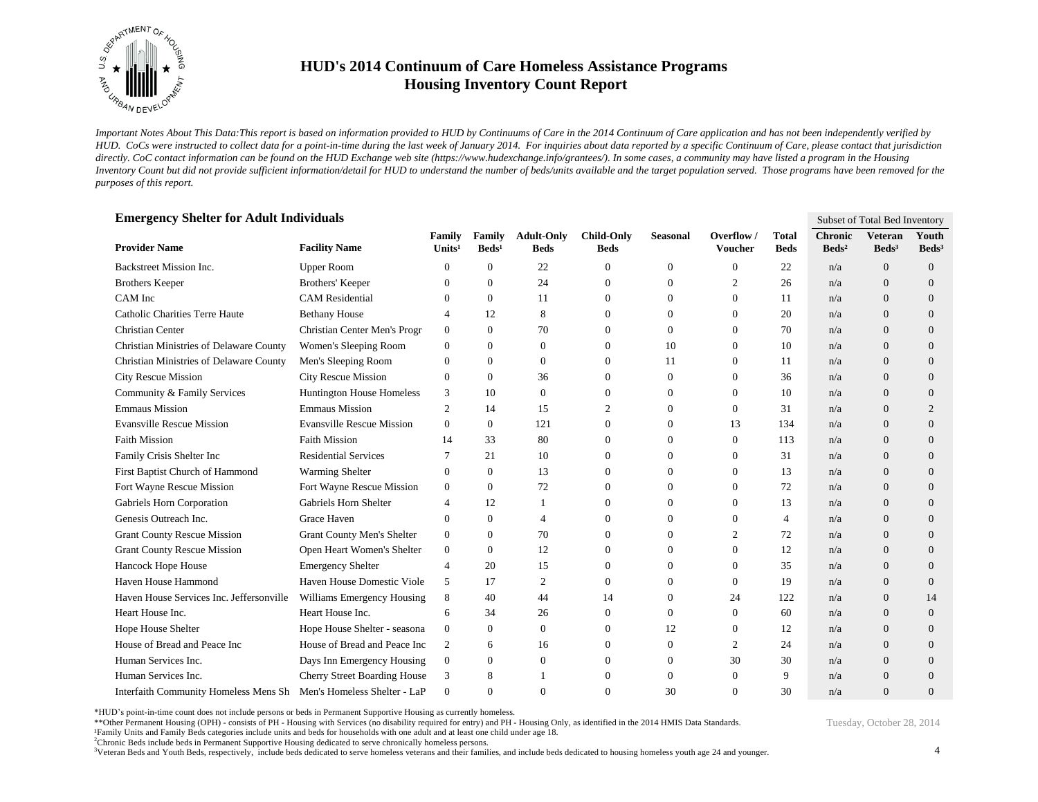# HUD's 2014 Continuum of Care Homeless Assistance Programs
## Housing Inventory Count Report

*Important Notes About This Data:This report is based on information provided to HUD by Continuums of Care in the 2014 Continuum of Care application and has not been independently verified by HUD. CoCs were instructed to collect data for a point-in-time during the last week of January 2014. For inquiries about data reported by a specific Continuum of Care, please contact that jurisdiction directly. CoC contact information can be found on the HUD Exchange web site (https://www.hudexchange.info/grantees/). In some cases, a community may have listed a program in the Housing Inventory Count but did not provide sufficient information/detail for HUD to understand the number of beds/units available and the target population served. Those programs have been removed for the purposes of this report.*

### Emergency Shelter for Adult Individuals

| Provider Name | Facility Name | Family Units[1] | Family Beds[1] | Adult-Only Beds | Child-Only Beds | Seasonal | Overflow / Voucher | Total Beds | Subset of Total Bed Inventory: Chronic Beds[2] | Veteran Beds[3] | Youth Beds[3] |
|---|---|---|---|---|---|---|---|---|---|---|---|
| Backstreet Mission Inc. | Upper Room | 0 | 0 | 22 | 0 | 0 | 0 | 22 | n/a | 0 | 0 |
| Brothers Keeper | Brothers' Keeper | 0 | 0 | 24 | 0 | 0 | 2 | 26 | n/a | 0 | 0 |
| CAM Inc | CAM Residential | 0 | 0 | 11 | 0 | 0 | 0 | 11 | n/a | 0 | 0 |
| Catholic Charities Terre Haute | Bethany House | 4 | 12 | 8 | 0 | 0 | 0 | 20 | n/a | 0 | 0 |
| Christian Center | Christian Center Men's Progr | 0 | 0 | 70 | 0 | 0 | 0 | 70 | n/a | 0 | 0 |
| Christian Ministries of Delaware County | Women's Sleeping Room | 0 | 0 | 0 | 0 | 10 | 0 | 10 | n/a | 0 | 0 |
| Christian Ministries of Delaware County | Men's Sleeping Room | 0 | 0 | 0 | 0 | 11 | 0 | 11 | n/a | 0 | 0 |
| City Rescue Mission | City Rescue Mission | 0 | 0 | 36 | 0 | 0 | 0 | 36 | n/a | 0 | 0 |
| Community & Family Services | Huntington House Homeless | 3 | 10 | 0 | 0 | 0 | 0 | 10 | n/a | 0 | 0 |
| Emmaus Mission | Emmaus Mission | 2 | 14 | 15 | 2 | 0 | 0 | 31 | n/a | 0 | 2 |
| Evansville Rescue Mission | Evansville Rescue Mission | 0 | 0 | 121 | 0 | 0 | 13 | 134 | n/a | 0 | 0 |
| Faith Mission | Faith Mission | 14 | 33 | 80 | 0 | 0 | 0 | 113 | n/a | 0 | 0 |
| Family Crisis Shelter Inc | Residential Services | 7 | 21 | 10 | 0 | 0 | 0 | 31 | n/a | 0 | 0 |
| First Baptist Church of Hammond | Warming Shelter | 0 | 0 | 13 | 0 | 0 | 0 | 13 | n/a | 0 | 0 |
| Fort Wayne Rescue Mission | Fort Wayne Rescue Mission | 0 | 0 | 72 | 0 | 0 | 0 | 72 | n/a | 0 | 0 |
| Gabriels Horn Corporation | Gabriels Horn Shelter | 4 | 12 | 1 | 0 | 0 | 0 | 13 | n/a | 0 | 0 |
| Genesis Outreach Inc. | Grace Haven | 0 | 0 | 4 | 0 | 0 | 0 | 4 | n/a | 0 | 0 |
| Grant County Rescue Mission | Grant County Men's Shelter | 0 | 0 | 70 | 0 | 0 | 2 | 72 | n/a | 0 | 0 |
| Grant County Rescue Mission | Open Heart Women's Shelter | 0 | 0 | 12 | 0 | 0 | 0 | 12 | n/a | 0 | 0 |
| Hancock Hope House | Emergency Shelter | 4 | 20 | 15 | 0 | 0 | 0 | 35 | n/a | 0 | 0 |
| Haven House Hammond | Haven House Domestic Viole | 5 | 17 | 2 | 0 | 0 | 0 | 19 | n/a | 0 | 0 |
| Haven House Services Inc. Jeffersonville | Williams Emergency Housing | 8 | 40 | 44 | 14 | 0 | 24 | 122 | n/a | 0 | 14 |
| Heart House Inc. | Heart House Inc. | 6 | 34 | 26 | 0 | 0 | 0 | 60 | n/a | 0 | 0 |
| Hope House Shelter | Hope House Shelter - seasona | 0 | 0 | 0 | 0 | 12 | 0 | 12 | n/a | 0 | 0 |
| House of Bread and Peace Inc | House of Bread and Peace Inc | 2 | 6 | 16 | 0 | 0 | 2 | 24 | n/a | 0 | 0 |
| Human Services Inc. | Days Inn Emergency Housing | 0 | 0 | 0 | 0 | 0 | 30 | 30 | n/a | 0 | 0 |
| Human Services Inc. | Cherry Street Boarding House | 3 | 8 | 1 | 0 | 0 | 0 | 9 | n/a | 0 | 0 |
| Interfaith Community Homeless Mens Sh | Men's Homeless Shelter - LaP | 0 | 0 | 0 | 0 | 30 | 0 | 30 | n/a | 0 | 0 |

*HUD's point-in-time count does not include persons or beds in Permanent Supportive Housing as currently homeless.

**Other Permanent Housing (OPH) - consists of PH - Housing with Services (no disability required for entry) and PH - Housing Only, as identified in the 2014 HMIS Data Standards.

[1]Family Units and Family Beds categories include units and beds for households with one adult and at least one child under age 18.

[2]Chronic Beds include beds in Permanent Supportive Housing dedicated to serve chronically homeless persons.

[3]Veteran Beds and Youth Beds, respectively, include beds dedicated to serve homeless veterans and their families, and include beds dedicated to housing homeless youth age 24 and younger.

Tuesday, October 28, 2014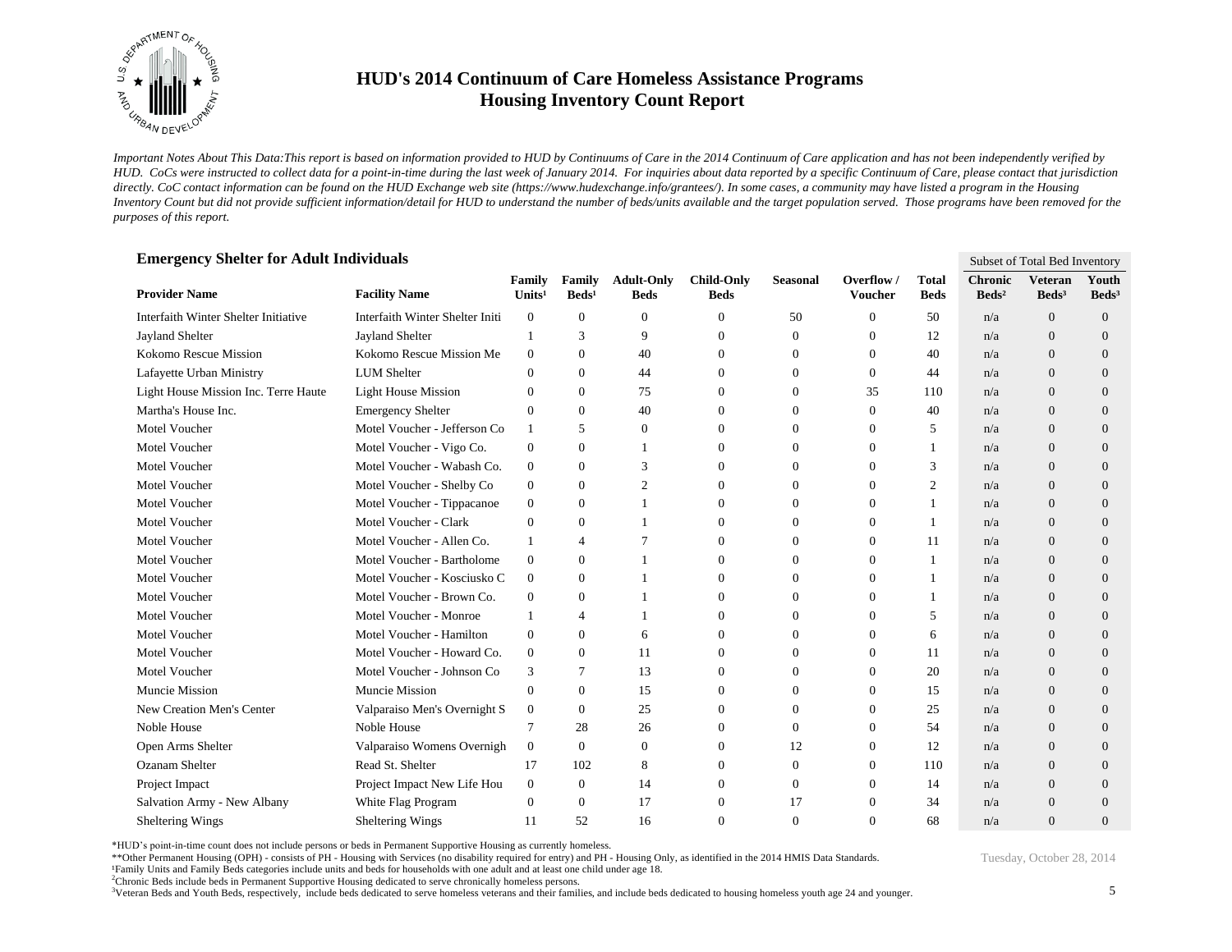# HUD's 2014 Continuum of Care Homeless Assistance Programs
## Housing Inventory Count Report

*Important Notes About This Data:This report is based on information provided to HUD by Continuums of Care in the 2014 Continuum of Care application and has not been independently verified by HUD. CoCs were instructed to collect data for a point-in-time during the last week of January 2014. For inquiries about data reported by a specific Continuum of Care, please contact that jurisdiction directly. CoC contact information can be found on the HUD Exchange web site (https://www.hudexchange.info/grantees/). In some cases, a community may have listed a program in the Housing Inventory Count but did not provide sufficient information/detail for HUD to understand the number of beds/units available and the target population served. Those programs have been removed for the purposes of this report.*

### Emergency Shelter for Adult Individuals

| | | | | | | | | | Subset of Total Bed Inventory | | |
|---|---|---|---|---|---|---|---|---|---|---|---|
| **Provider Name** | **Facility Name** | **Family Units[1]** | **Family Beds[1]** | **Adult-Only Beds** | **Child-Only Beds** | **Seasonal** | **Overflow / Voucher** | **Total Beds** | **Chronic Beds[2]** | **Veteran Beds[3]** | **Youth Beds[3]** |
| Interfaith Winter Shelter Initiative | Interfaith Winter Shelter Initi | 0 | 0 | 0 | 0 | 50 | 0 | 50 | n/a | 0 | 0 |
| Jayland Shelter | Jayland Shelter | 1 | 3 | 9 | 0 | 0 | 0 | 12 | n/a | 0 | 0 |
| Kokomo Rescue Mission | Kokomo Rescue Mission Me | 0 | 0 | 40 | 0 | 0 | 0 | 40 | n/a | 0 | 0 |
| Lafayette Urban Ministry | LUM Shelter | 0 | 0 | 44 | 0 | 0 | 0 | 44 | n/a | 0 | 0 |
| Light House Mission Inc. Terre Haute | Light House Mission | 0 | 0 | 75 | 0 | 0 | 35 | 110 | n/a | 0 | 0 |
| Martha's House Inc. | Emergency Shelter | 0 | 0 | 40 | 0 | 0 | 0 | 40 | n/a | 0 | 0 |
| Motel Voucher | Motel Voucher - Jefferson Co | 1 | 5 | 0 | 0 | 0 | 0 | 5 | n/a | 0 | 0 |
| Motel Voucher | Motel Voucher - Vigo Co. | 0 | 0 | 1 | 0 | 0 | 0 | 1 | n/a | 0 | 0 |
| Motel Voucher | Motel Voucher - Wabash Co. | 0 | 0 | 3 | 0 | 0 | 0 | 3 | n/a | 0 | 0 |
| Motel Voucher | Motel Voucher - Shelby Co | 0 | 0 | 2 | 0 | 0 | 0 | 2 | n/a | 0 | 0 |
| Motel Voucher | Motel Voucher - Tippacanoe | 0 | 0 | 1 | 0 | 0 | 0 | 1 | n/a | 0 | 0 |
| Motel Voucher | Motel Voucher - Clark | 0 | 0 | 1 | 0 | 0 | 0 | 1 | n/a | 0 | 0 |
| Motel Voucher | Motel Voucher - Allen Co. | 1 | 4 | 7 | 0 | 0 | 0 | 11 | n/a | 0 | 0 |
| Motel Voucher | Motel Voucher - Bartholome | 0 | 0 | 1 | 0 | 0 | 0 | 1 | n/a | 0 | 0 |
| Motel Voucher | Motel Voucher - Kosciusko C | 0 | 0 | 1 | 0 | 0 | 0 | 1 | n/a | 0 | 0 |
| Motel Voucher | Motel Voucher - Brown Co. | 0 | 0 | 1 | 0 | 0 | 0 | 1 | n/a | 0 | 0 |
| Motel Voucher | Motel Voucher - Monroe | 1 | 4 | 1 | 0 | 0 | 0 | 5 | n/a | 0 | 0 |
| Motel Voucher | Motel Voucher - Hamilton | 0 | 0 | 6 | 0 | 0 | 0 | 6 | n/a | 0 | 0 |
| Motel Voucher | Motel Voucher - Howard Co. | 0 | 0 | 11 | 0 | 0 | 0 | 11 | n/a | 0 | 0 |
| Motel Voucher | Motel Voucher - Johnson Co | 3 | 7 | 13 | 0 | 0 | 0 | 20 | n/a | 0 | 0 |
| Muncie Mission | Muncie Mission | 0 | 0 | 15 | 0 | 0 | 0 | 15 | n/a | 0 | 0 |
| New Creation Men's Center | Valparaiso Men's Overnight S | 0 | 0 | 25 | 0 | 0 | 0 | 25 | n/a | 0 | 0 |
| Noble House | Noble House | 7 | 28 | 26 | 0 | 0 | 0 | 54 | n/a | 0 | 0 |
| Open Arms Shelter | Valparaiso Womens Overnigh | 0 | 0 | 0 | 0 | 12 | 0 | 12 | n/a | 0 | 0 |
| Ozanam Shelter | Read St. Shelter | 17 | 102 | 8 | 0 | 0 | 0 | 110 | n/a | 0 | 0 |
| Project Impact | Project Impact New Life Hou | 0 | 0 | 14 | 0 | 0 | 0 | 14 | n/a | 0 | 0 |
| Salvation Army - New Albany | White Flag Program | 0 | 0 | 17 | 0 | 17 | 0 | 34 | n/a | 0 | 0 |
| Sheltering Wings | Sheltering Wings | 11 | 52 | 16 | 0 | 0 | 0 | 68 | n/a | 0 | 0 |

*HUD's point-in-time count does not include persons or beds in Permanent Supportive Housing as currently homeless.

**Other Permanent Housing (OPH) - consists of PH - Housing with Services (no disability required for entry) and PH - Housing Only, as identified in the 2014 HMIS Data Standards.

[1]Family Units and Family Beds categories include units and beds for households with one adult and at least one child under age 18.

[2]Chronic Beds include beds in Permanent Supportive Housing dedicated to serve chronically homeless persons.

[3]Veteran Beds and Youth Beds, respectively, include beds dedicated to serve homeless veterans and their families, and include beds dedicated to housing homeless youth age 24 and younger.

Tuesday, October 28, 2014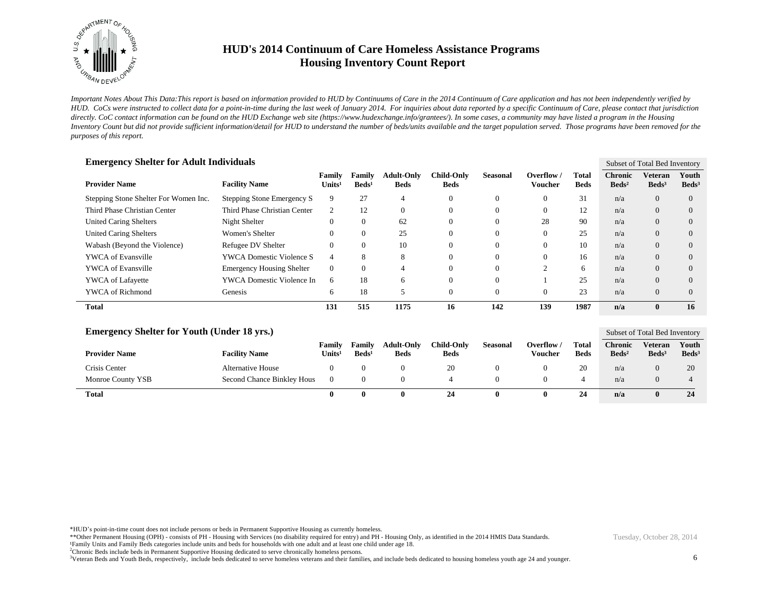# HUD's 2014 Continuum of Care Homeless Assistance Programs
## Housing Inventory Count Report

*Important Notes About This Data:This report is based on information provided to HUD by Continuums of Care in the 2014 Continuum of Care application and has not been independently verified by HUD. CoCs were instructed to collect data for a point-in-time during the last week of January 2014. For inquiries about data reported by a specific Continuum of Care, please contact that jurisdiction directly. CoC contact information can be found on the HUD Exchange web site (https://www.hudexchange.info/grantees/). In some cases, a community may have listed a program in the Housing Inventory Count but did not provide sufficient information/detail for HUD to understand the number of beds/units available and the target population served. Those programs have been removed for the purposes of this report.*

### Emergency Shelter for Adult Individuals

| | | | | | | | | | Subset of Total Bed Inventory | | |
|---|---|---|---|---|---|---|---|---|---|---|---|
| **Provider Name** | **Facility Name** | **Family Units[1]** | **Family Beds[1]** | **Adult-Only Beds** | **Child-Only Beds** | **Seasonal** | **Overflow / Voucher** | **Total Beds** | **Chronic Beds[2]** | **Veteran Beds[3]** | **Youth Beds[3]** |
| Stepping Stone Shelter For Women Inc. | Stepping Stone Emergency S | 9 | 27 | 4 | 0 | 0 | 0 | 31 | n/a | 0 | 0 |
| Third Phase Christian Center | Third Phase Christian Center | 2 | 12 | 0 | 0 | 0 | 0 | 12 | n/a | 0 | 0 |
| United Caring Shelters | Night Shelter | 0 | 0 | 62 | 0 | 0 | 28 | 90 | n/a | 0 | 0 |
| United Caring Shelters | Women's Shelter | 0 | 0 | 25 | 0 | 0 | 0 | 25 | n/a | 0 | 0 |
| Wabash (Beyond the Violence) | Refugee DV Shelter | 0 | 0 | 10 | 0 | 0 | 0 | 10 | n/a | 0 | 0 |
| YWCA of Evansville | YWCA Domestic Violence S | 4 | 8 | 8 | 0 | 0 | 0 | 16 | n/a | 0 | 0 |
| YWCA of Evansville | Emergency Housing Shelter | 0 | 0 | 4 | 0 | 0 | 2 | 6 | n/a | 0 | 0 |
| YWCA of Lafayette | YWCA Domestic Violence In | 6 | 18 | 6 | 0 | 0 | 1 | 25 | n/a | 0 | 0 |
| YWCA of Richmond | Genesis | 6 | 18 | 5 | 0 | 0 | 0 | 23 | n/a | 0 | 0 |
| **Total** | | **131** | **515** | **1175** | **16** | **142** | **139** | **1987** | **n/a** | **0** | **16** |

### Emergency Shelter for Youth (Under 18 yrs.)

| | | | | | | | | | Subset of Total Bed Inventory | | |
|---|---|---|---|---|---|---|---|---|---|---|---|
| **Provider Name** | **Facility Name** | **Family Units[1]** | **Family Beds[1]** | **Adult-Only Beds** | **Child-Only Beds** | **Seasonal** | **Overflow / Voucher** | **Total Beds** | **Chronic Beds[2]** | **Veteran Beds[3]** | **Youth Beds[3]** |
| Crisis Center | Alternative House | 0 | 0 | 0 | 20 | 0 | 0 | 20 | n/a | 0 | 20 |
| Monroe County YSB | Second Chance Binkley Hous | 0 | 0 | 0 | 4 | 0 | 0 | 4 | n/a | 0 | 4 |
| **Total** | | **0** | **0** | **0** | **24** | **0** | **0** | **24** | **n/a** | **0** | **24** |

*HUD's point-in-time count does not include persons or beds in Permanent Supportive Housing as currently homeless.

**Other Permanent Housing (OPH) - consists of PH - Housing with Services (no disability required for entry) and PH - Housing Only, as identified in the 2014 HMIS Data Standards.

[1]Family Units and Family Beds categories include units and beds for households with one adult and at least one child under age 18.

[2]Chronic Beds include beds in Permanent Supportive Housing dedicated to serve chronically homeless persons.

[3]Veteran Beds and Youth Beds, respectively, include beds dedicated to serve homeless veterans and their families, and include beds dedicated to housing homeless youth age 24 and younger.

Tuesday, October 28, 2014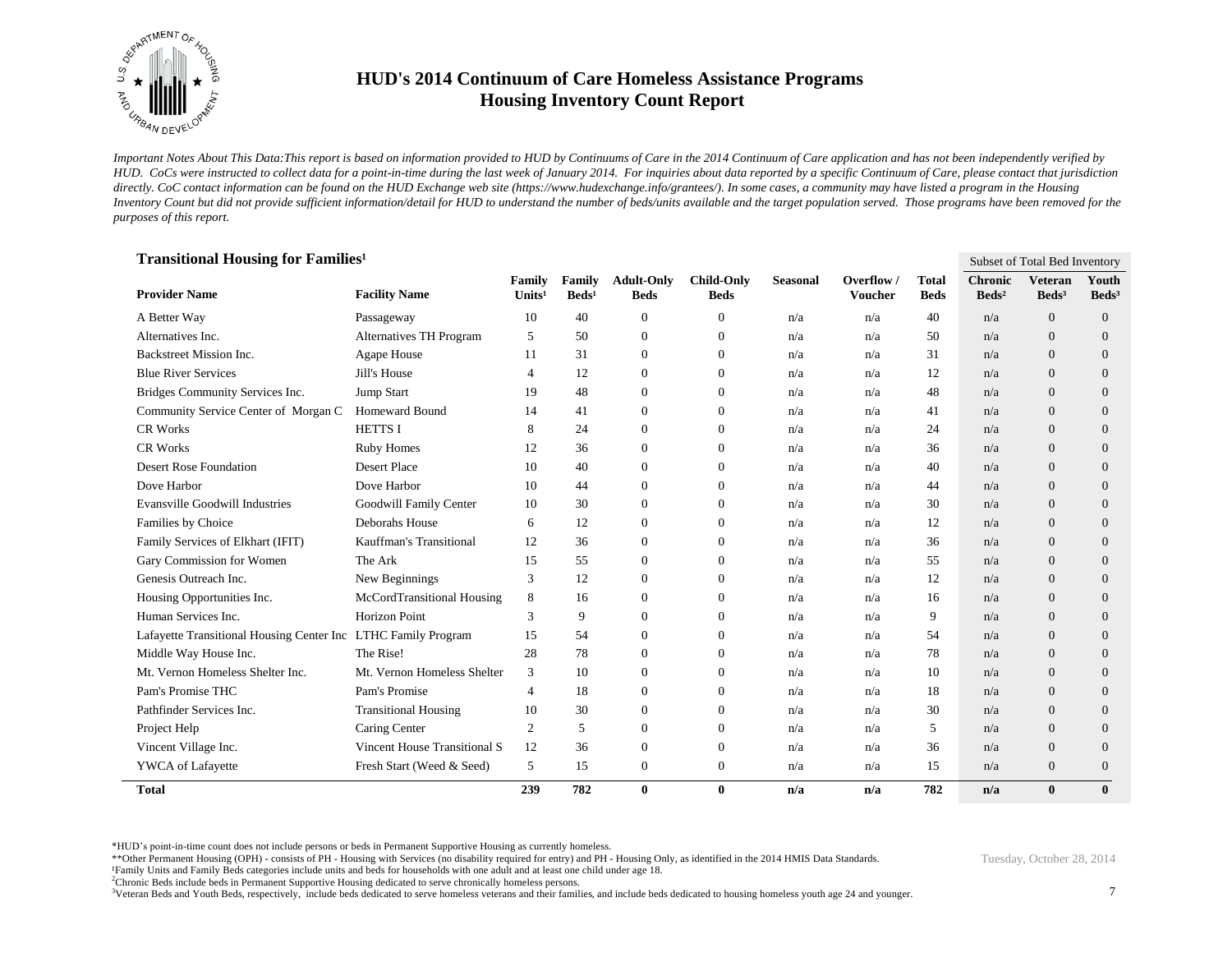# HUD's 2014 Continuum of Care Homeless Assistance Programs
## Housing Inventory Count Report

*Important Notes About This Data:This report is based on information provided to HUD by Continuums of Care in the 2014 Continuum of Care application and has not been independently verified by HUD. CoCs were instructed to collect data for a point-in-time during the last week of January 2014. For inquiries about data reported by a specific Continuum of Care, please contact that jurisdiction directly. CoC contact information can be found on the HUD Exchange web site (https://www.hudexchange.info/grantees/). In some cases, a community may have listed a program in the Housing Inventory Count but did not provide sufficient information/detail for HUD to understand the number of beds/units available and the target population served. Those programs have been removed for the purposes of this report.*

### Transitional Housing for Families[1]

| | | | | | | | | | Subset of Total Bed Inventory | | |
|---|---|---|---|---|---|---|---|---|---|---|---|
| **Provider Name** | **Facility Name** | **Family Units[1]** | **Family Beds[1]** | **Adult-Only Beds** | **Child-Only Beds** | **Seasonal** | **Overflow / Voucher** | **Total Beds** | **Chronic Beds[2]** | **Veteran Beds[3]** | **Youth Beds[3]** |
| A Better Way | Passageway | 10 | 40 | 0 | 0 | n/a | n/a | 40 | n/a | 0 | 0 |
| Alternatives Inc. | Alternatives TH Program | 5 | 50 | 0 | 0 | n/a | n/a | 50 | n/a | 0 | 0 |
| Backstreet Mission Inc. | Agape House | 11 | 31 | 0 | 0 | n/a | n/a | 31 | n/a | 0 | 0 |
| Blue River Services | Jill's House | 4 | 12 | 0 | 0 | n/a | n/a | 12 | n/a | 0 | 0 |
| Bridges Community Services Inc. | Jump Start | 19 | 48 | 0 | 0 | n/a | n/a | 48 | n/a | 0 | 0 |
| Community Service Center of Morgan C | Homeward Bound | 14 | 41 | 0 | 0 | n/a | n/a | 41 | n/a | 0 | 0 |
| CR Works | HETTS I | 8 | 24 | 0 | 0 | n/a | n/a | 24 | n/a | 0 | 0 |
| CR Works | Ruby Homes | 12 | 36 | 0 | 0 | n/a | n/a | 36 | n/a | 0 | 0 |
| Desert Rose Foundation | Desert Place | 10 | 40 | 0 | 0 | n/a | n/a | 40 | n/a | 0 | 0 |
| Dove Harbor | Dove Harbor | 10 | 44 | 0 | 0 | n/a | n/a | 44 | n/a | 0 | 0 |
| Evansville Goodwill Industries | Goodwill Family Center | 10 | 30 | 0 | 0 | n/a | n/a | 30 | n/a | 0 | 0 |
| Families by Choice | Deborahs House | 6 | 12 | 0 | 0 | n/a | n/a | 12 | n/a | 0 | 0 |
| Family Services of Elkhart (IFIT) | Kauffman's Transitional | 12 | 36 | 0 | 0 | n/a | n/a | 36 | n/a | 0 | 0 |
| Gary Commission for Women | The Ark | 15 | 55 | 0 | 0 | n/a | n/a | 55 | n/a | 0 | 0 |
| Genesis Outreach Inc. | New Beginnings | 3 | 12 | 0 | 0 | n/a | n/a | 12 | n/a | 0 | 0 |
| Housing Opportunities Inc. | McCordTransitional Housing | 8 | 16 | 0 | 0 | n/a | n/a | 16 | n/a | 0 | 0 |
| Human Services Inc. | Horizon Point | 3 | 9 | 0 | 0 | n/a | n/a | 9 | n/a | 0 | 0 |
| Lafayette Transitional Housing Center Inc | LTHC Family Program | 15 | 54 | 0 | 0 | n/a | n/a | 54 | n/a | 0 | 0 |
| Middle Way House Inc. | The Rise! | 28 | 78 | 0 | 0 | n/a | n/a | 78 | n/a | 0 | 0 |
| Mt. Vernon Homeless Shelter Inc. | Mt. Vernon Homeless Shelter | 3 | 10 | 0 | 0 | n/a | n/a | 10 | n/a | 0 | 0 |
| Pam's Promise THC | Pam's Promise | 4 | 18 | 0 | 0 | n/a | n/a | 18 | n/a | 0 | 0 |
| Pathfinder Services Inc. | Transitional Housing | 10 | 30 | 0 | 0 | n/a | n/a | 30 | n/a | 0 | 0 |
| Project Help | Caring Center | 2 | 5 | 0 | 0 | n/a | n/a | 5 | n/a | 0 | 0 |
| Vincent Village Inc. | Vincent House Transitional S | 12 | 36 | 0 | 0 | n/a | n/a | 36 | n/a | 0 | 0 |
| YWCA of Lafayette | Fresh Start (Weed & Seed) | 5 | 15 | 0 | 0 | n/a | n/a | 15 | n/a | 0 | 0 |
| **Total** | | **239** | **782** | **0** | **0** | **n/a** | **n/a** | **782** | **n/a** | **0** | **0** |

*HUD's point-in-time count does not include persons or beds in Permanent Supportive Housing as currently homeless.
**Other Permanent Housing (OPH) - consists of PH - Housing with Services (no disability required for entry) and PH - Housing Only, as identified in the 2014 HMIS Data Standards.
[1]Family Units and Family Beds categories include units and beds for households with one adult and at least one child under age 18.
[2]Chronic Beds include beds in Permanent Supportive Housing dedicated to serve chronically homeless persons.
[3]Veteran Beds and Youth Beds, respectively, include beds dedicated to serve homeless veterans and their families, and include beds dedicated to housing homeless youth age 24 and younger.

Tuesday, October 28, 2014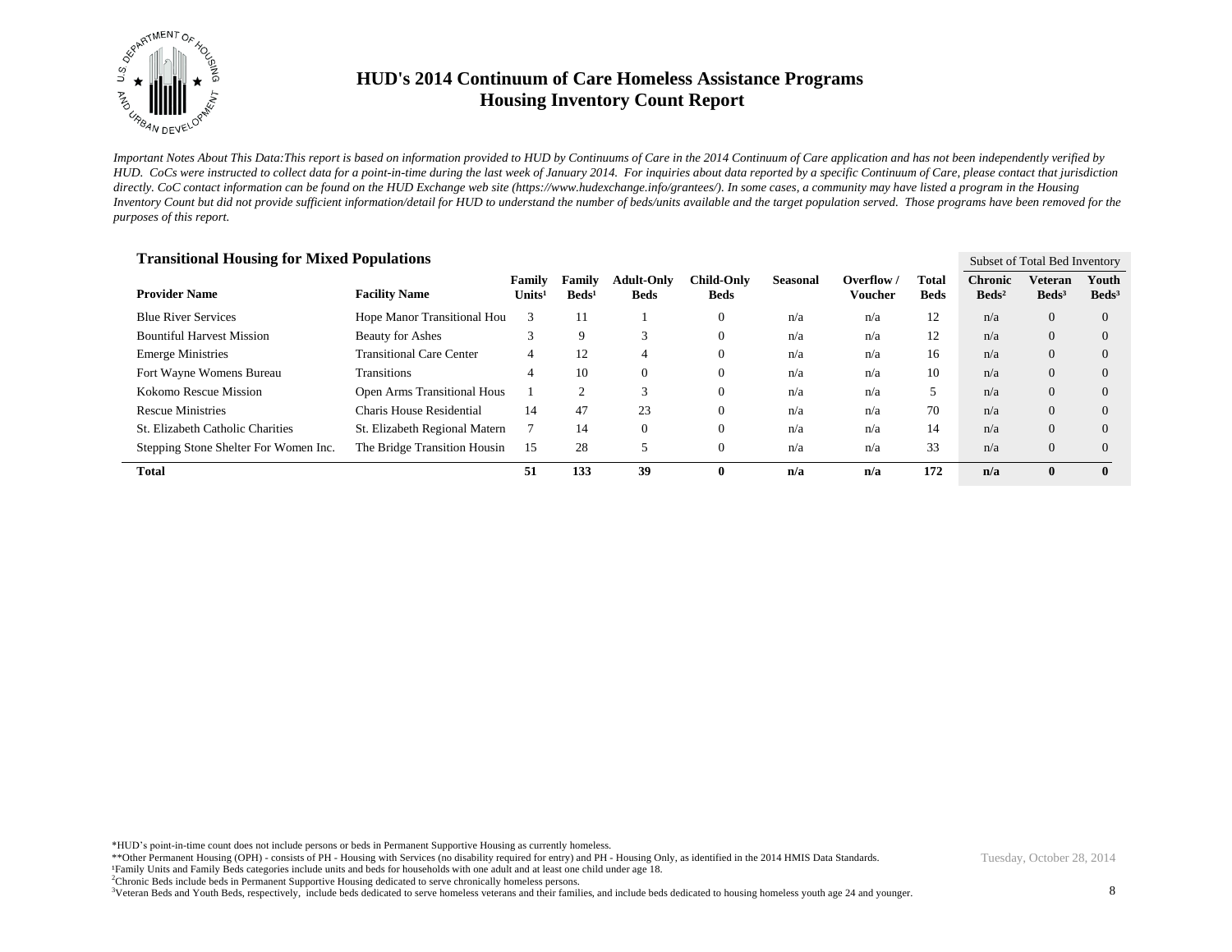# HUD's 2014 Continuum of Care Homeless Assistance Programs
## Housing Inventory Count Report

*Important Notes About This Data:This report is based on information provided to HUD by Continuums of Care in the 2014 Continuum of Care application and has not been independently verified by HUD. CoCs were instructed to collect data for a point-in-time during the last week of January 2014. For inquiries about data reported by a specific Continuum of Care, please contact that jurisdiction directly. CoC contact information can be found on the HUD Exchange web site (https://www.hudexchange.info/grantees/). In some cases, a community may have listed a program in the Housing Inventory Count but did not provide sufficient information/detail for HUD to understand the number of beds/units available and the target population served. Those programs have been removed for the purposes of this report.*

### Transitional Housing for Mixed Populations

| | | | | | | | | | Subset of Total Bed Inventory | | |
|---|---|---|---|---|---|---|---|---|---|---|---|
| **Provider Name** | **Facility Name** | **Family Units[1]** | **Family Beds[1]** | **Adult-Only Beds** | **Child-Only Beds** | **Seasonal** | **Overflow / Voucher** | **Total Beds** | **Chronic Beds[2]** | **Veteran Beds[3]** | **Youth Beds[3]** |
| Blue River Services | Hope Manor Transitional Hou | 3 | 11 | 1 | 0 | n/a | n/a | 12 | n/a | 0 | 0 |
| Bountiful Harvest Mission | Beauty for Ashes | 3 | 9 | 3 | 0 | n/a | n/a | 12 | n/a | 0 | 0 |
| Emerge Ministries | Transitional Care Center | 4 | 12 | 4 | 0 | n/a | n/a | 16 | n/a | 0 | 0 |
| Fort Wayne Womens Bureau | Transitions | 4 | 10 | 0 | 0 | n/a | n/a | 10 | n/a | 0 | 0 |
| Kokomo Rescue Mission | Open Arms Transitional Hous | 1 | 2 | 3 | 0 | n/a | n/a | 5 | n/a | 0 | 0 |
| Rescue Ministries | Charis House Residential | 14 | 47 | 23 | 0 | n/a | n/a | 70 | n/a | 0 | 0 |
| St. Elizabeth Catholic Charities | St. Elizabeth Regional Matern | 7 | 14 | 0 | 0 | n/a | n/a | 14 | n/a | 0 | 0 |
| Stepping Stone Shelter For Women Inc. | The Bridge Transition Housin | 15 | 28 | 5 | 0 | n/a | n/a | 33 | n/a | 0 | 0 |
| **Total** | | **51** | **133** | **39** | **0** | **n/a** | **n/a** | **172** | **n/a** | **0** | **0** |

*HUD's point-in-time count does not include persons or beds in Permanent Supportive Housing as currently homeless.
**Other Permanent Housing (OPH) - consists of PH - Housing with Services (no disability required for entry) and PH - Housing Only, as identified in the 2014 HMIS Data Standards.
[1]Family Units and Family Beds categories include units and beds for households with one adult and at least one child under age 18.
[2]Chronic Beds include beds in Permanent Supportive Housing dedicated to serve chronically homeless persons.
[3]Veteran Beds and Youth Beds, respectively, include beds dedicated to serve homeless veterans and their families, and include beds dedicated to housing homeless youth age 24 and younger.

Tuesday, October 28, 2014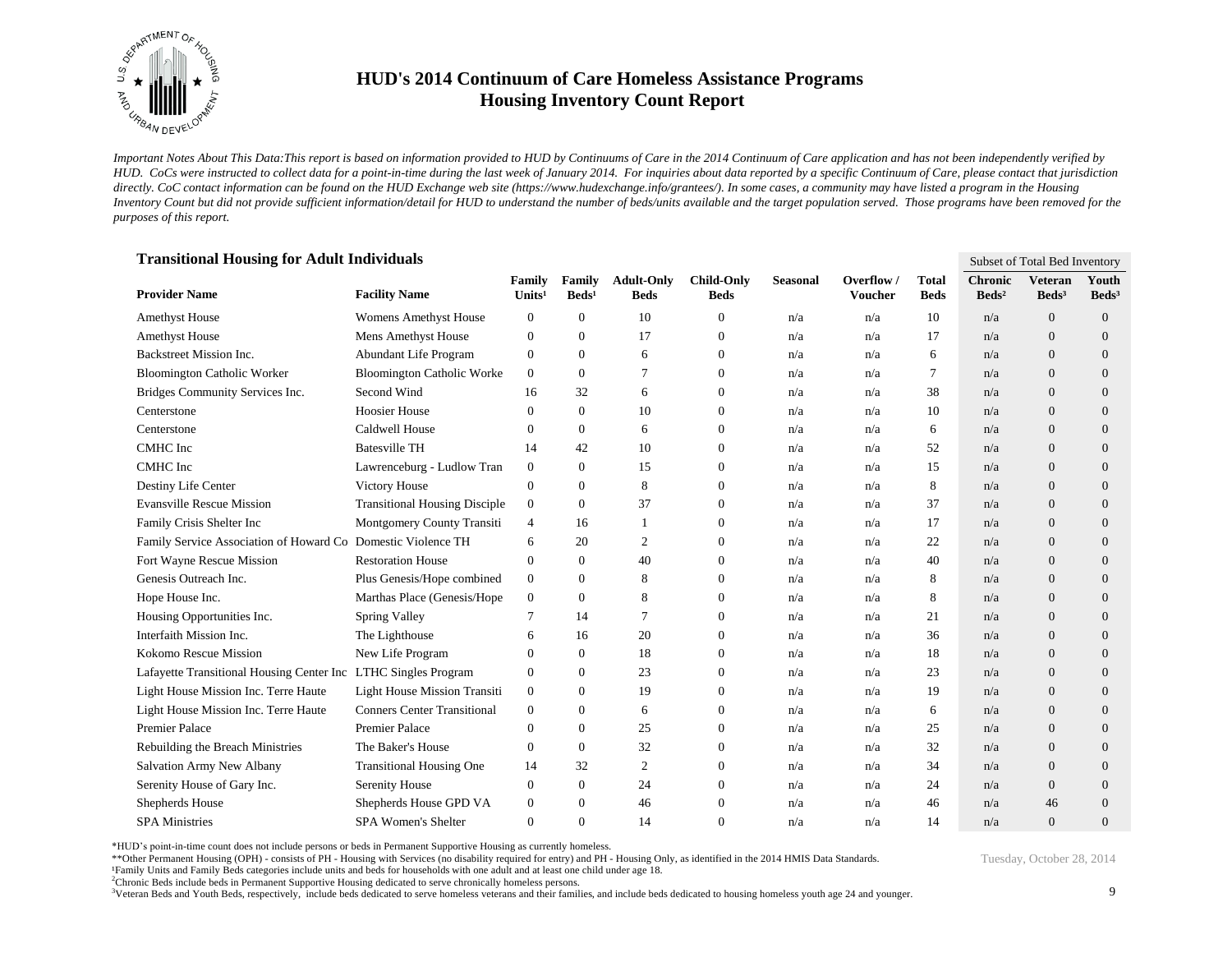# HUD's 2014 Continuum of Care Homeless Assistance Programs
## Housing Inventory Count Report

*Important Notes About This Data:This report is based on information provided to HUD by Continuums of Care in the 2014 Continuum of Care application and has not been independently verified by HUD. CoCs were instructed to collect data for a point-in-time during the last week of January 2014. For inquiries about data reported by a specific Continuum of Care, please contact that jurisdiction directly. CoC contact information can be found on the HUD Exchange web site (https://www.hudexchange.info/grantees/). In some cases, a community may have listed a program in the Housing Inventory Count but did not provide sufficient information/detail for HUD to understand the number of beds/units available and the target population served. Those programs have been removed for the purposes of this report.*

### Transitional Housing for Adult Individuals

| | | | | | | | | | Subset of Total Bed Inventory | | |
|---|---|---|---|---|---|---|---|---|---|---|---|
| **Provider Name** | **Facility Name** | **Family Units[1]** | **Family Beds[1]** | **Adult-Only Beds** | **Child-Only Beds** | **Seasonal** | **Overflow / Voucher** | **Total Beds** | **Chronic Beds[2]** | **Veteran Beds[3]** | **Youth Beds[3]** |
| Amethyst House | Womens Amethyst House | 0 | 0 | 10 | 0 | n/a | n/a | 10 | n/a | 0 | 0 |
| Amethyst House | Mens Amethyst House | 0 | 0 | 17 | 0 | n/a | n/a | 17 | n/a | 0 | 0 |
| Backstreet Mission Inc. | Abundant Life Program | 0 | 0 | 6 | 0 | n/a | n/a | 6 | n/a | 0 | 0 |
| Bloomington Catholic Worker | Bloomington Catholic Worke | 0 | 0 | 7 | 0 | n/a | n/a | 7 | n/a | 0 | 0 |
| Bridges Community Services Inc. | Second Wind | 16 | 32 | 6 | 0 | n/a | n/a | 38 | n/a | 0 | 0 |
| Centerstone | Hoosier House | 0 | 0 | 10 | 0 | n/a | n/a | 10 | n/a | 0 | 0 |
| Centerstone | Caldwell House | 0 | 0 | 6 | 0 | n/a | n/a | 6 | n/a | 0 | 0 |
| CMHC Inc | Batesville TH | 14 | 42 | 10 | 0 | n/a | n/a | 52 | n/a | 0 | 0 |
| CMHC Inc | Lawrenceburg - Ludlow Tran | 0 | 0 | 15 | 0 | n/a | n/a | 15 | n/a | 0 | 0 |
| Destiny Life Center | Victory House | 0 | 0 | 8 | 0 | n/a | n/a | 8 | n/a | 0 | 0 |
| Evansville Rescue Mission | Transitional Housing Disciple | 0 | 0 | 37 | 0 | n/a | n/a | 37 | n/a | 0 | 0 |
| Family Crisis Shelter Inc | Montgomery County Transiti | 4 | 16 | 1 | 0 | n/a | n/a | 17 | n/a | 0 | 0 |
| Family Service Association of Howard Co | Domestic Violence TH | 6 | 20 | 2 | 0 | n/a | n/a | 22 | n/a | 0 | 0 |
| Fort Wayne Rescue Mission | Restoration House | 0 | 0 | 40 | 0 | n/a | n/a | 40 | n/a | 0 | 0 |
| Genesis Outreach Inc. | Plus Genesis/Hope combined | 0 | 0 | 8 | 0 | n/a | n/a | 8 | n/a | 0 | 0 |
| Hope House Inc. | Marthas Place (Genesis/Hope | 0 | 0 | 8 | 0 | n/a | n/a | 8 | n/a | 0 | 0 |
| Housing Opportunities Inc. | Spring Valley | 7 | 14 | 7 | 0 | n/a | n/a | 21 | n/a | 0 | 0 |
| Interfaith Mission Inc. | The Lighthouse | 6 | 16 | 20 | 0 | n/a | n/a | 36 | n/a | 0 | 0 |
| Kokomo Rescue Mission | New Life Program | 0 | 0 | 18 | 0 | n/a | n/a | 18 | n/a | 0 | 0 |
| Lafayette Transitional Housing Center Inc | LTHC Singles Program | 0 | 0 | 23 | 0 | n/a | n/a | 23 | n/a | 0 | 0 |
| Light House Mission Inc. Terre Haute | Light House Mission Transiti | 0 | 0 | 19 | 0 | n/a | n/a | 19 | n/a | 0 | 0 |
| Light House Mission Inc. Terre Haute | Conners Center Transitional | 0 | 0 | 6 | 0 | n/a | n/a | 6 | n/a | 0 | 0 |
| Premier Palace | Premier Palace | 0 | 0 | 25 | 0 | n/a | n/a | 25 | n/a | 0 | 0 |
| Rebuilding the Breach Ministries | The Baker's House | 0 | 0 | 32 | 0 | n/a | n/a | 32 | n/a | 0 | 0 |
| Salvation Army New Albany | Transitional Housing One | 14 | 32 | 2 | 0 | n/a | n/a | 34 | n/a | 0 | 0 |
| Serenity House of Gary Inc. | Serenity House | 0 | 0 | 24 | 0 | n/a | n/a | 24 | n/a | 0 | 0 |
| Shepherds House | Shepherds House GPD VA | 0 | 0 | 46 | 0 | n/a | n/a | 46 | n/a | 46 | 0 |
| SPA Ministries | SPA Women's Shelter | 0 | 0 | 14 | 0 | n/a | n/a | 14 | n/a | 0 | 0 |

*HUD's point-in-time count does not include persons or beds in Permanent Supportive Housing as currently homeless.
**Other Permanent Housing (OPH) - consists of PH - Housing with Services (no disability required for entry) and PH - Housing Only, as identified in the 2014 HMIS Data Standards.
[1]Family Units and Family Beds categories include units and beds for households with one adult and at least one child under age 18.
[2]Chronic Beds include beds in Permanent Supportive Housing dedicated to serve chronically homeless persons.
[3]Veteran Beds and Youth Beds, respectively, include beds dedicated to serve homeless veterans and their families, and include beds dedicated to housing homeless youth age 24 and younger.

Tuesday, October 28, 2014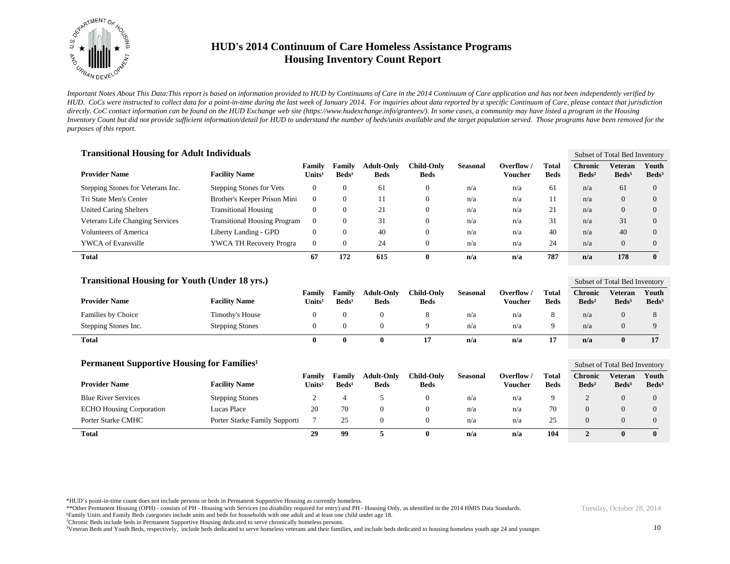# HUD's 2014 Continuum of Care Homeless Assistance Programs
# Housing Inventory Count Report

*Important Notes About This Data:This report is based on information provided to HUD by Continuums of Care in the 2014 Continuum of Care application and has not been independently verified by HUD. CoCs were instructed to collect data for a point-in-time during the last week of January 2014. For inquiries about data reported by a specific Continuum of Care, please contact that jurisdiction directly. CoC contact information can be found on the HUD Exchange web site (https://www.hudexchange.info/grantees/). In some cases, a community may have listed a program in the Housing Inventory Count but did not provide sufficient information/detail for HUD to understand the number of beds/units available and the target population served. Those programs have been removed for the purposes of this report.*

## Transitional Housing for Adult Individuals

| Provider Name | Facility Name | Family Units[1] | Family Beds[1] | Adult-Only Beds | Child-Only Beds | Seasonal | Overflow / Voucher | Total Beds | Subset of Total Bed Inventory: Chronic Beds[2] | Veteran Beds[3] | Youth Beds[3] |
|---|---|---|---|---|---|---|---|---|---|---|---|
| Stepping Stones for Veterans Inc. | Stepping Stones for Vets | 0 | 0 | 61 | 0 | n/a | n/a | 61 | n/a | 61 | 0 |
| Tri State Men's Center | Brother's Keeper Prison Mini | 0 | 0 | 11 | 0 | n/a | n/a | 11 | n/a | 0 | 0 |
| United Caring Shelters | Transitional Housing | 0 | 0 | 21 | 0 | n/a | n/a | 21 | n/a | 0 | 0 |
| Veterans Life Changing Services | Transitional Housing Program | 0 | 0 | 31 | 0 | n/a | n/a | 31 | n/a | 31 | 0 |
| Volunteers of America | Liberty Landing - GPD | 0 | 0 | 40 | 0 | n/a | n/a | 40 | n/a | 40 | 0 |
| YWCA of Evansville | YWCA TH Recovery Progra | 0 | 0 | 24 | 0 | n/a | n/a | 24 | n/a | 0 | 0 |
| **Total** | | **67** | **172** | **615** | **0** | **n/a** | **n/a** | **787** | **n/a** | **178** | **0** |

## Transitional Housing for Youth (Under 18 yrs.)

| Provider Name | Facility Name | Family Units[1] | Family Beds[1] | Adult-Only Beds | Child-Only Beds | Seasonal | Overflow / Voucher | Total Beds | Subset of Total Bed Inventory: Chronic Beds[2] | Veteran Beds[3] | Youth Beds[3] |
|---|---|---|---|---|---|---|---|---|---|---|---|
| Families by Choice | Timothy's House | 0 | 0 | 0 | 8 | n/a | n/a | 8 | n/a | 0 | 8 |
| Stepping Stones Inc. | Stepping Stones | 0 | 0 | 0 | 9 | n/a | n/a | 9 | n/a | 0 | 9 |
| **Total** | | **0** | **0** | **0** | **17** | **n/a** | **n/a** | **17** | **n/a** | **0** | **17** |

## Permanent Supportive Housing for Families[1]

| Provider Name | Facility Name | Family Units[1] | Family Beds[1] | Adult-Only Beds | Child-Only Beds | Seasonal | Overflow / Voucher | Total Beds | Subset of Total Bed Inventory: Chronic Beds[2] | Veteran Beds[3] | Youth Beds[3] |
|---|---|---|---|---|---|---|---|---|---|---|---|
| Blue River Services | Stepping Stones | 2 | 4 | 5 | 0 | n/a | n/a | 9 | 2 | 0 | 0 |
| ECHO Housing Corporation | Lucas Place | 20 | 70 | 0 | 0 | n/a | n/a | 70 | 0 | 0 | 0 |
| Porter Starke CMHC | Porter Starke Family Supporti | 7 | 25 | 0 | 0 | n/a | n/a | 25 | 0 | 0 | 0 |
| **Total** | | **29** | **99** | **5** | **0** | **n/a** | **n/a** | **104** | **2** | **0** | **0** |

*HUD's point-in-time count does not include persons or beds in Permanent Supportive Housing as currently homeless.

**Other Permanent Housing (OPH) - consists of PH - Housing with Services (no disability required for entry) and PH - Housing Only, as identified in the 2014 HMIS Data Standards.

[1]Family Units and Family Beds categories include units and beds for households with one adult and at least one child under age 18.

[2]Chronic Beds include beds in Permanent Supportive Housing dedicated to serve chronically homeless persons.

[3]Veteran Beds and Youth Beds, respectively, include beds dedicated to serve homeless veterans and their families, and include beds dedicated to housing homeless youth age 24 and younger.

Tuesday, October 28, 2014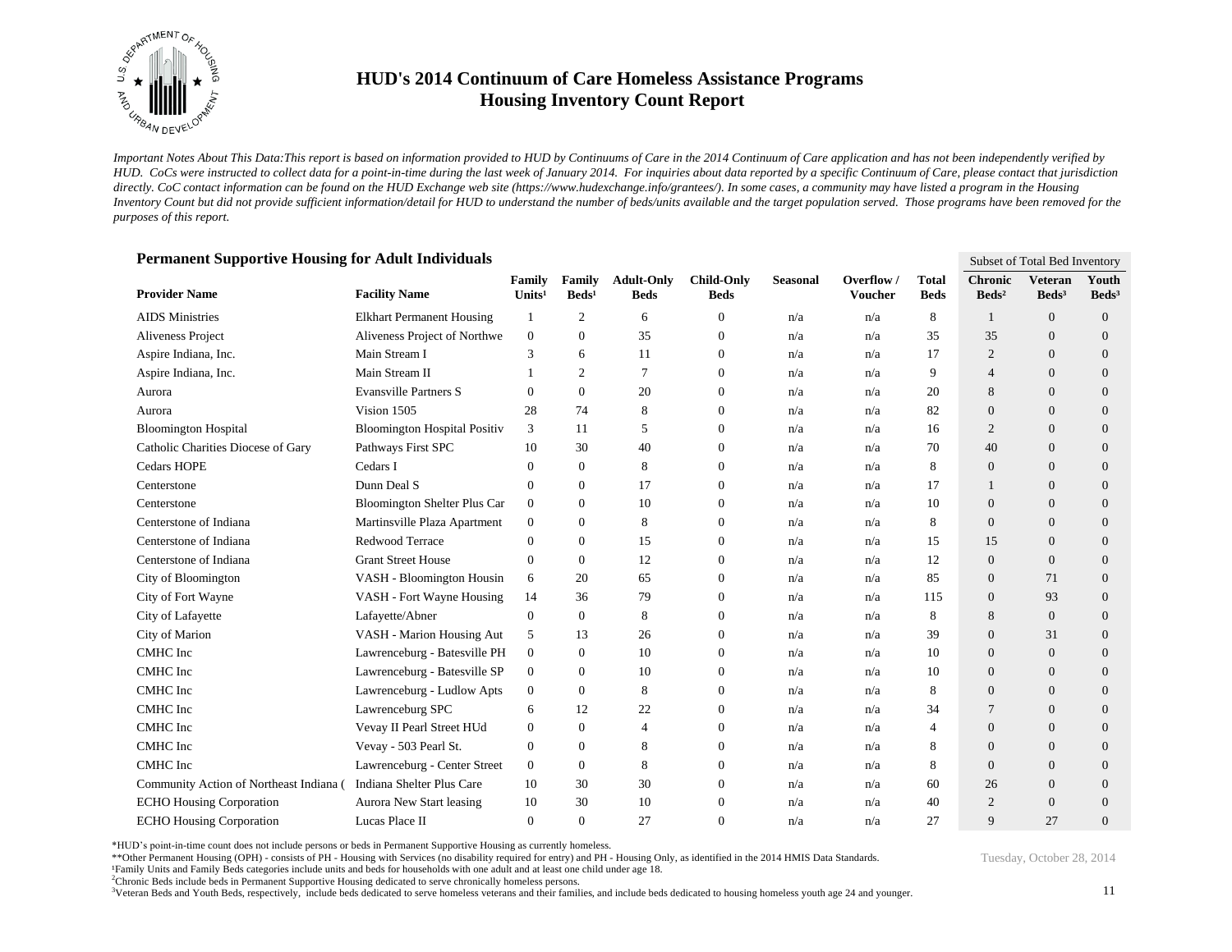# HUD's 2014 Continuum of Care Homeless Assistance Programs
# Housing Inventory Count Report

*Important Notes About This Data:This report is based on information provided to HUD by Continuums of Care in the 2014 Continuum of Care application and has not been independently verified by HUD. CoCs were instructed to collect data for a point-in-time during the last week of January 2014. For inquiries about data reported by a specific Continuum of Care, please contact that jurisdiction directly. CoC contact information can be found on the HUD Exchange web site (https://www.hudexchange.info/grantees/). In some cases, a community may have listed a program in the Housing Inventory Count but did not provide sufficient information/detail for HUD to understand the number of beds/units available and the target population served. Those programs have been removed for the purposes of this report.*

### Permanent Supportive Housing for Adult Individuals

| | | | | | | | | | Subset of Total Bed Inventory | | |
|---|---|---|---|---|---|---|---|---|---|---|---|
| **Provider Name** | **Facility Name** | **Family Units[1]** | **Family Beds[1]** | **Adult-Only Beds** | **Child-Only Beds** | **Seasonal** | **Overflow / Voucher** | **Total Beds** | **Chronic Beds[2]** | **Veteran Beds[3]** | **Youth Beds[3]** |
| AIDS Ministries | Elkhart Permanent Housing | 1 | 2 | 6 | 0 | n/a | n/a | 8 | 1 | 0 | 0 |
| Aliveness Project | Aliveness Project of Northwe | 0 | 0 | 35 | 0 | n/a | n/a | 35 | 35 | 0 | 0 |
| Aspire Indiana, Inc. | Main Stream I | 3 | 6 | 11 | 0 | n/a | n/a | 17 | 2 | 0 | 0 |
| Aspire Indiana, Inc. | Main Stream II | 1 | 2 | 7 | 0 | n/a | n/a | 9 | 4 | 0 | 0 |
| Aurora | Evansville Partners S | 0 | 0 | 20 | 0 | n/a | n/a | 20 | 8 | 0 | 0 |
| Aurora | Vision 1505 | 28 | 74 | 8 | 0 | n/a | n/a | 82 | 0 | 0 | 0 |
| Bloomington Hospital | Bloomington Hospital Positiv | 3 | 11 | 5 | 0 | n/a | n/a | 16 | 2 | 0 | 0 |
| Catholic Charities Diocese of Gary | Pathways First SPC | 10 | 30 | 40 | 0 | n/a | n/a | 70 | 40 | 0 | 0 |
| Cedars HOPE | Cedars I | 0 | 0 | 8 | 0 | n/a | n/a | 8 | 0 | 0 | 0 |
| Centerstone | Dunn Deal S | 0 | 0 | 17 | 0 | n/a | n/a | 17 | 1 | 0 | 0 |
| Centerstone | Bloomington Shelter Plus Car | 0 | 0 | 10 | 0 | n/a | n/a | 10 | 0 | 0 | 0 |
| Centerstone of Indiana | Martinsville Plaza Apartment | 0 | 0 | 8 | 0 | n/a | n/a | 8 | 0 | 0 | 0 |
| Centerstone of Indiana | Redwood Terrace | 0 | 0 | 15 | 0 | n/a | n/a | 15 | 15 | 0 | 0 |
| Centerstone of Indiana | Grant Street House | 0 | 0 | 12 | 0 | n/a | n/a | 12 | 0 | 0 | 0 |
| City of Bloomington | VASH - Bloomington Housin | 6 | 20 | 65 | 0 | n/a | n/a | 85 | 0 | 71 | 0 |
| City of Fort Wayne | VASH - Fort Wayne Housing | 14 | 36 | 79 | 0 | n/a | n/a | 115 | 0 | 93 | 0 |
| City of Lafayette | Lafayette/Abner | 0 | 0 | 8 | 0 | n/a | n/a | 8 | 8 | 0 | 0 |
| City of Marion | VASH - Marion Housing Aut | 5 | 13 | 26 | 0 | n/a | n/a | 39 | 0 | 31 | 0 |
| CMHC Inc | Lawrenceburg - Batesville PH | 0 | 0 | 10 | 0 | n/a | n/a | 10 | 0 | 0 | 0 |
| CMHC Inc | Lawrenceburg - Batesville SP | 0 | 0 | 10 | 0 | n/a | n/a | 10 | 0 | 0 | 0 |
| CMHC Inc | Lawrenceburg - Ludlow Apts | 0 | 0 | 8 | 0 | n/a | n/a | 8 | 0 | 0 | 0 |
| CMHC Inc | Lawrenceburg SPC | 6 | 12 | 22 | 0 | n/a | n/a | 34 | 7 | 0 | 0 |
| CMHC Inc | Vevay II Pearl Street HUd | 0 | 0 | 4 | 0 | n/a | n/a | 4 | 0 | 0 | 0 |
| CMHC Inc | Vevay - 503 Pearl St. | 0 | 0 | 8 | 0 | n/a | n/a | 8 | 0 | 0 | 0 |
| CMHC Inc | Lawrenceburg - Center Street | 0 | 0 | 8 | 0 | n/a | n/a | 8 | 0 | 0 | 0 |
| Community Action of Northeast Indiana ( | Indiana Shelter Plus Care | 10 | 30 | 30 | 0 | n/a | n/a | 60 | 26 | 0 | 0 |
| ECHO Housing Corporation | Aurora New Start leasing | 10 | 30 | 10 | 0 | n/a | n/a | 40 | 2 | 0 | 0 |
| ECHO Housing Corporation | Lucas Place II | 0 | 0 | 27 | 0 | n/a | n/a | 27 | 9 | 27 | 0 |

*HUD's point-in-time count does not include persons or beds in Permanent Supportive Housing as currently homeless.
**Other Permanent Housing (OPH) - consists of PH - Housing with Services (no disability required for entry) and PH - Housing Only, as identified in the 2014 HMIS Data Standards.
[1]Family Units and Family Beds categories include units and beds for households with one adult and at least one child under age 18.
[2]Chronic Beds include beds in Permanent Supportive Housing dedicated to serve chronically homeless persons.
[3]Veteran Beds and Youth Beds, respectively, include beds dedicated to serve homeless veterans and their families, and include beds dedicated to housing homeless youth age 24 and younger.

Tuesday, October 28, 2014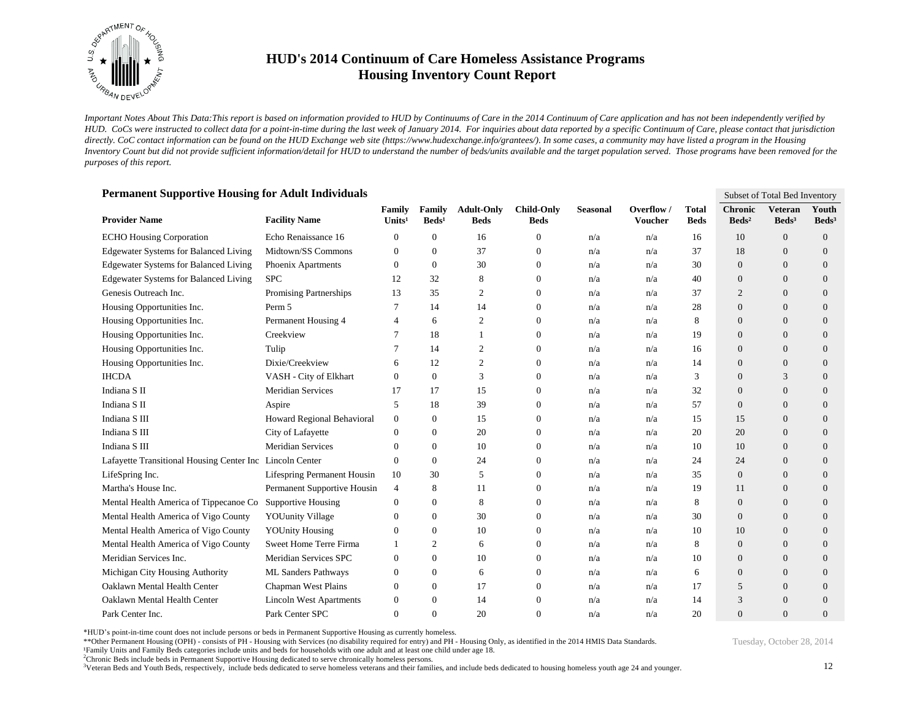# HUD's 2014 Continuum of Care Homeless Assistance Programs
# Housing Inventory Count Report

*Important Notes About This Data:This report is based on information provided to HUD by Continuums of Care in the 2014 Continuum of Care application and has not been independently verified by HUD. CoCs were instructed to collect data for a point-in-time during the last week of January 2014. For inquiries about data reported by a specific Continuum of Care, please contact that jurisdiction directly. CoC contact information can be found on the HUD Exchange web site (https://www.hudexchange.info/grantees/). In some cases, a community may have listed a program in the Housing Inventory Count but did not provide sufficient information/detail for HUD to understand the number of beds/units available and the target population served. Those programs have been removed for the purposes of this report.*

## Permanent Supportive Housing for Adult Individuals

| | | | | | | | | | Subset of Total Bed Inventory | | |
|---|---|---|---|---|---|---|---|---|---|---|---|
| **Provider Name** | **Facility Name** | **Family Units¹** | **Family Beds¹** | **Adult-Only Beds** | **Child-Only Beds** | **Seasonal** | **Overflow / Voucher** | **Total Beds** | **Chronic Beds²** | **Veteran Beds³** | **Youth Beds³** |
| ECHO Housing Corporation | Echo Renaissance 16 | 0 | 0 | 16 | 0 | n/a | n/a | 16 | 10 | 0 | 0 |
| Edgewater Systems for Balanced Living | Midtown/SS Commons | 0 | 0 | 37 | 0 | n/a | n/a | 37 | 18 | 0 | 0 |
| Edgewater Systems for Balanced Living | Phoenix Apartments | 0 | 0 | 30 | 0 | n/a | n/a | 30 | 0 | 0 | 0 |
| Edgewater Systems for Balanced Living | SPC | 12 | 32 | 8 | 0 | n/a | n/a | 40 | 0 | 0 | 0 |
| Genesis Outreach Inc. | Promising Partnerships | 13 | 35 | 2 | 0 | n/a | n/a | 37 | 2 | 0 | 0 |
| Housing Opportunities Inc. | Perm 5 | 7 | 14 | 14 | 0 | n/a | n/a | 28 | 0 | 0 | 0 |
| Housing Opportunities Inc. | Permanent Housing 4 | 4 | 6 | 2 | 0 | n/a | n/a | 8 | 0 | 0 | 0 |
| Housing Opportunities Inc. | Creekview | 7 | 18 | 1 | 0 | n/a | n/a | 19 | 0 | 0 | 0 |
| Housing Opportunities Inc. | Tulip | 7 | 14 | 2 | 0 | n/a | n/a | 16 | 0 | 0 | 0 |
| Housing Opportunities Inc. | Dixie/Creekview | 6 | 12 | 2 | 0 | n/a | n/a | 14 | 0 | 0 | 0 |
| IHCDA | VASH - City of Elkhart | 0 | 0 | 3 | 0 | n/a | n/a | 3 | 0 | 3 | 0 |
| Indiana S II | Meridian Services | 17 | 17 | 15 | 0 | n/a | n/a | 32 | 0 | 0 | 0 |
| Indiana S II | Aspire | 5 | 18 | 39 | 0 | n/a | n/a | 57 | 0 | 0 | 0 |
| Indiana S III | Howard Regional Behavioral | 0 | 0 | 15 | 0 | n/a | n/a | 15 | 15 | 0 | 0 |
| Indiana S III | City of Lafayette | 0 | 0 | 20 | 0 | n/a | n/a | 20 | 20 | 0 | 0 |
| Indiana S III | Meridian Services | 0 | 0 | 10 | 0 | n/a | n/a | 10 | 10 | 0 | 0 |
| Lafayette Transitional Housing Center Inc | Lincoln Center | 0 | 0 | 24 | 0 | n/a | n/a | 24 | 24 | 0 | 0 |
| LifeSpring Inc. | Lifespring Permanent Housin | 10 | 30 | 5 | 0 | n/a | n/a | 35 | 0 | 0 | 0 |
| Martha's House Inc. | Permanent Supportive Housin | 4 | 8 | 11 | 0 | n/a | n/a | 19 | 11 | 0 | 0 |
| Mental Health America of Tippecanoe Co | Supportive Housing | 0 | 0 | 8 | 0 | n/a | n/a | 8 | 0 | 0 | 0 |
| Mental Health America of Vigo County | YOUunity Village | 0 | 0 | 30 | 0 | n/a | n/a | 30 | 0 | 0 | 0 |
| Mental Health America of Vigo County | YOUnity Housing | 0 | 0 | 10 | 0 | n/a | n/a | 10 | 10 | 0 | 0 |
| Mental Health America of Vigo County | Sweet Home Terre Firma | 1 | 2 | 6 | 0 | n/a | n/a | 8 | 0 | 0 | 0 |
| Meridian Services Inc. | Meridian Services SPC | 0 | 0 | 10 | 0 | n/a | n/a | 10 | 0 | 0 | 0 |
| Michigan City Housing Authority | ML Sanders Pathways | 0 | 0 | 6 | 0 | n/a | n/a | 6 | 0 | 0 | 0 |
| Oaklawn Mental Health Center | Chapman West Plains | 0 | 0 | 17 | 0 | n/a | n/a | 17 | 5 | 0 | 0 |
| Oaklawn Mental Health Center | Lincoln West Apartments | 0 | 0 | 14 | 0 | n/a | n/a | 14 | 3 | 0 | 0 |
| Park Center Inc. | Park Center SPC | 0 | 0 | 20 | 0 | n/a | n/a | 20 | 0 | 0 | 0 |

*HUD's point-in-time count does not include persons or beds in Permanent Supportive Housing as currently homeless.
**Other Permanent Housing (OPH) - consists of PH - Housing with Services (no disability required for entry) and PH - Housing Only, as identified in the 2014 HMIS Data Standards.
¹Family Units and Family Beds categories include units and beds for households with one adult and at least one child under age 18.
²Chronic Beds include beds in Permanent Supportive Housing dedicated to serve chronically homeless persons.
³Veteran Beds and Youth Beds, respectively, include beds dedicated to serve homeless veterans and their families, and include beds dedicated to housing homeless youth age 24 and younger.

Tuesday, October 28, 2014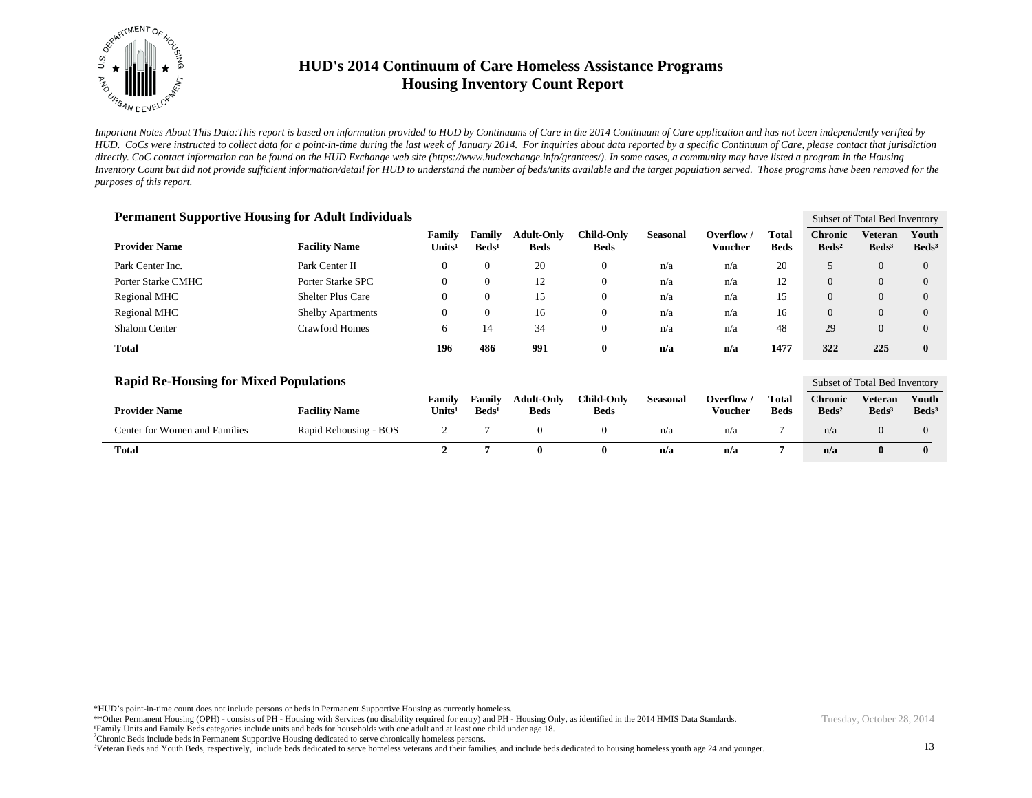# HUD's 2014 Continuum of Care Homeless Assistance Programs
## Housing Inventory Count Report

*Important Notes About This Data:This report is based on information provided to HUD by Continuums of Care in the 2014 Continuum of Care application and has not been independently verified by HUD. CoCs were instructed to collect data for a point-in-time during the last week of January 2014. For inquiries about data reported by a specific Continuum of Care, please contact that jurisdiction directly. CoC contact information can be found on the HUD Exchange web site (https://www.hudexchange.info/grantees/). In some cases, a community may have listed a program in the Housing Inventory Count but did not provide sufficient information/detail for HUD to understand the number of beds/units available and the target population served. Those programs have been removed for the purposes of this report.*

### Permanent Supportive Housing for Adult Individuals

| | | | | | | | | | Subset of Total Bed Inventory | | |
|---|---|---|---|---|---|---|---|---|---|---|---|
| **Provider Name** | **Facility Name** | **Family Units[1]** | **Family Beds[1]** | **Adult-Only Beds** | **Child-Only Beds** | **Seasonal** | **Overflow / Voucher** | **Total Beds** | **Chronic Beds[2]** | **Veteran Beds[3]** | **Youth Beds[3]** |
| Park Center Inc. | Park Center II | 0 | 0 | 20 | 0 | n/a | n/a | 20 | 5 | 0 | 0 |
| Porter Starke CMHC | Porter Starke SPC | 0 | 0 | 12 | 0 | n/a | n/a | 12 | 0 | 0 | 0 |
| Regional MHC | Shelter Plus Care | 0 | 0 | 15 | 0 | n/a | n/a | 15 | 0 | 0 | 0 |
| Regional MHC | Shelby Apartments | 0 | 0 | 16 | 0 | n/a | n/a | 16 | 0 | 0 | 0 |
| Shalom Center | Crawford Homes | 6 | 14 | 34 | 0 | n/a | n/a | 48 | 29 | 0 | 0 |
| **Total** | | **196** | **486** | **991** | **0** | **n/a** | **n/a** | **1477** | **322** | **225** | **0** |

### Rapid Re-Housing for Mixed Populations

| | | | | | | | | | Subset of Total Bed Inventory | | |
|---|---|---|---|---|---|---|---|---|---|---|---|
| **Provider Name** | **Facility Name** | **Family Units[1]** | **Family Beds[1]** | **Adult-Only Beds** | **Child-Only Beds** | **Seasonal** | **Overflow / Voucher** | **Total Beds** | **Chronic Beds[2]** | **Veteran Beds[3]** | **Youth Beds[3]** |
| Center for Women and Families | Rapid Rehousing - BOS | 2 | 7 | 0 | 0 | n/a | n/a | 7 | n/a | 0 | 0 |
| **Total** | | **2** | **7** | **0** | **0** | **n/a** | **n/a** | **7** | **n/a** | **0** | **0** |

*HUD's point-in-time count does not include persons or beds in Permanent Supportive Housing as currently homeless.
**Other Permanent Housing (OPH) - consists of PH - Housing with Services (no disability required for entry) and PH - Housing Only, as identified in the 2014 HMIS Data Standards.
[1]Family Units and Family Beds categories include units and beds for households with one adult and at least one child under age 18.
[2]Chronic Beds include beds in Permanent Supportive Housing dedicated to serve chronically homeless persons.
[3]Veteran Beds and Youth Beds, respectively, include beds dedicated to serve homeless veterans and their families, and include beds dedicated to housing homeless youth age 24 and younger.

Tuesday, October 28, 2014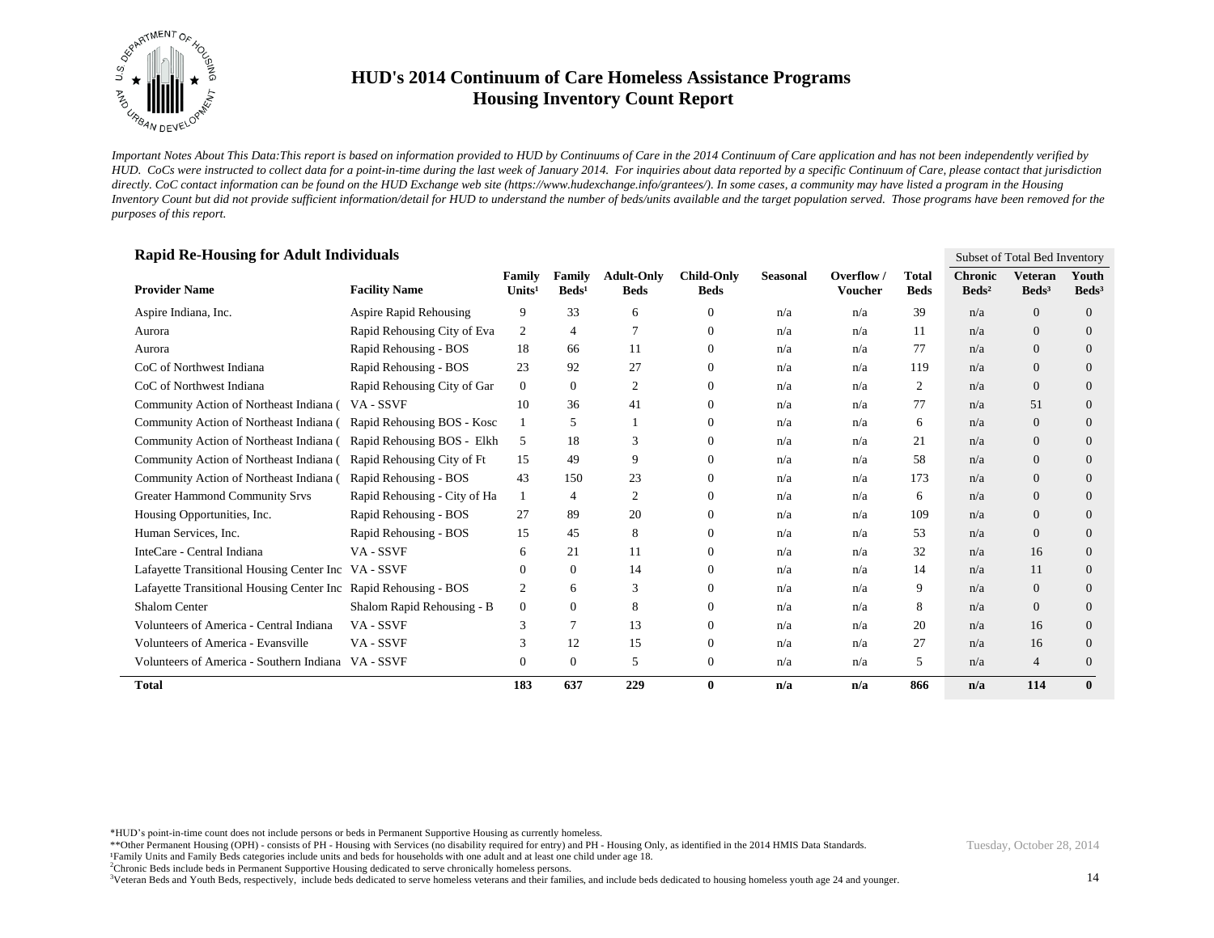# HUD's 2014 Continuum of Care Homeless Assistance Programs
## Housing Inventory Count Report

*Important Notes About This Data:This report is based on information provided to HUD by Continuums of Care in the 2014 Continuum of Care application and has not been independently verified by HUD. CoCs were instructed to collect data for a point-in-time during the last week of January 2014. For inquiries about data reported by a specific Continuum of Care, please contact that jurisdiction directly. CoC contact information can be found on the HUD Exchange web site (https://www.hudexchange.info/grantees/). In some cases, a community may have listed a program in the Housing Inventory Count but did not provide sufficient information/detail for HUD to understand the number of beds/units available and the target population served. Those programs have been removed for the purposes of this report.*

### Rapid Re-Housing for Adult Individuals

| Provider Name | Facility Name | Family Units¹ | Family Beds¹ | Adult-Only Beds | Child-Only Beds | Seasonal | Overflow / Voucher | Total Beds | Subset of Total Bed Inventory: Chronic Beds² | Veteran Beds³ | Youth Beds³ |
|---|---|---|---|---|---|---|---|---|---|---|---|
| Aspire Indiana, Inc. | Aspire Rapid Rehousing | 9 | 33 | 6 | 0 | n/a | n/a | 39 | n/a | 0 | 0 |
| Aurora | Rapid Rehousing City of Eva | 2 | 4 | 7 | 0 | n/a | n/a | 11 | n/a | 0 | 0 |
| Aurora | Rapid Rehousing - BOS | 18 | 66 | 11 | 0 | n/a | n/a | 77 | n/a | 0 | 0 |
| CoC of Northwest Indiana | Rapid Rehousing - BOS | 23 | 92 | 27 | 0 | n/a | n/a | 119 | n/a | 0 | 0 |
| CoC of Northwest Indiana | Rapid Rehousing City of Gar | 0 | 0 | 2 | 0 | n/a | n/a | 2 | n/a | 0 | 0 |
| Community Action of Northeast Indiana ( | VA - SSVF | 10 | 36 | 41 | 0 | n/a | n/a | 77 | n/a | 51 | 0 |
| Community Action of Northeast Indiana ( | Rapid Rehousing BOS - Kosc | 1 | 5 | 1 | 0 | n/a | n/a | 6 | n/a | 0 | 0 |
| Community Action of Northeast Indiana ( | Rapid Rehousing BOS - Elkh | 5 | 18 | 3 | 0 | n/a | n/a | 21 | n/a | 0 | 0 |
| Community Action of Northeast Indiana ( | Rapid Rehousing City of Ft | 15 | 49 | 9 | 0 | n/a | n/a | 58 | n/a | 0 | 0 |
| Community Action of Northeast Indiana ( | Rapid Rehousing - BOS | 43 | 150 | 23 | 0 | n/a | n/a | 173 | n/a | 0 | 0 |
| Greater Hammond Community Srvs | Rapid Rehousing - City of Ha | 1 | 4 | 2 | 0 | n/a | n/a | 6 | n/a | 0 | 0 |
| Housing Opportunities, Inc. | Rapid Rehousing - BOS | 27 | 89 | 20 | 0 | n/a | n/a | 109 | n/a | 0 | 0 |
| Human Services, Inc. | Rapid Rehousing - BOS | 15 | 45 | 8 | 0 | n/a | n/a | 53 | n/a | 0 | 0 |
| InteCare - Central Indiana | VA - SSVF | 6 | 21 | 11 | 0 | n/a | n/a | 32 | n/a | 16 | 0 |
| Lafayette Transitional Housing Center Inc | VA - SSVF | 0 | 0 | 14 | 0 | n/a | n/a | 14 | n/a | 11 | 0 |
| Lafayette Transitional Housing Center Inc | Rapid Rehousing - BOS | 2 | 6 | 3 | 0 | n/a | n/a | 9 | n/a | 0 | 0 |
| Shalom Center | Shalom Rapid Rehousing - B | 0 | 0 | 8 | 0 | n/a | n/a | 8 | n/a | 0 | 0 |
| Volunteers of America - Central Indiana | VA - SSVF | 3 | 7 | 13 | 0 | n/a | n/a | 20 | n/a | 16 | 0 |
| Volunteers of America - Evansville | VA - SSVF | 3 | 12 | 15 | 0 | n/a | n/a | 27 | n/a | 16 | 0 |
| Volunteers of America - Southern Indiana | VA - SSVF | 0 | 0 | 5 | 0 | n/a | n/a | 5 | n/a | 4 | 0 |
| **Total** | | **183** | **637** | **229** | **0** | **n/a** | **n/a** | **866** | **n/a** | **114** | **0** |

*HUD's point-in-time count does not include persons or beds in Permanent Supportive Housing as currently homeless.

**Other Permanent Housing (OPH) - consists of PH - Housing with Services (no disability required for entry) and PH - Housing Only, as identified in the 2014 HMIS Data Standards.

¹Family Units and Family Beds categories include units and beds for households with one adult and at least one child under age 18.

²Chronic Beds include beds in Permanent Supportive Housing dedicated to serve chronically homeless persons.

³Veteran Beds and Youth Beds, respectively, include beds dedicated to serve homeless veterans and their families, and include beds dedicated to housing homeless youth age 24 and younger.

Tuesday, October 28, 2014